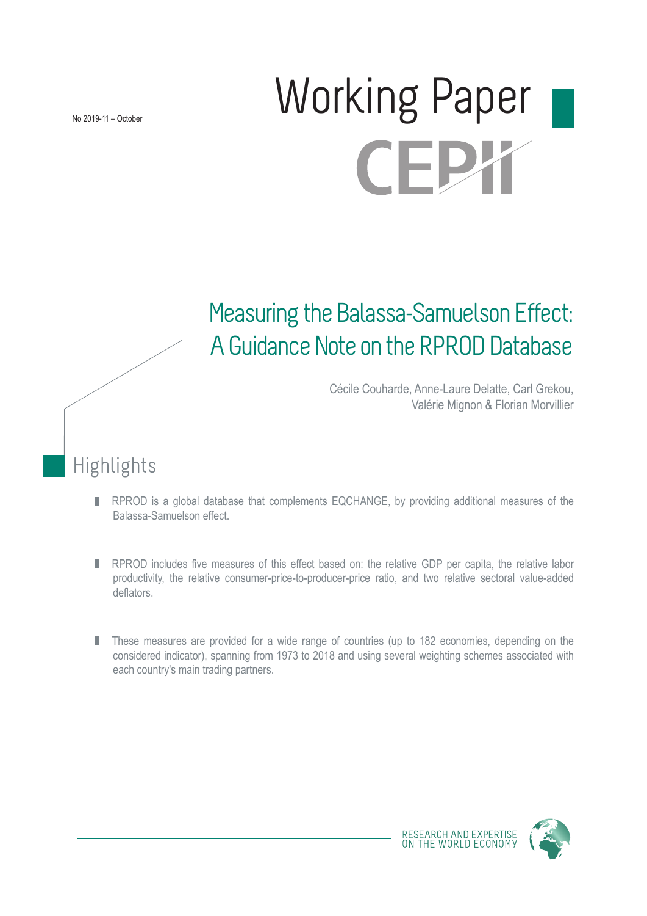No 2019-11 – October

# Working Paper

CEPII

# Measuring the Balassa-Samuelson Effect: A Guidance Note on the RPROD Database

Cécile Couharde, Anne-Laure Delatte, Carl Grekou, Valérie Mignon & Florian Morvillier

## Highlights

- RPROD is a global database that complements EQCHANGE, by providing additional measures of the Balassa-Samuelson effect.
- RPROD includes five measures of this effect based on: the relative GDP per capita, the relative labor productivity, the relative consumer-price-to-producer-price ratio, and two relative sectoral value-added deflators.
- These measures are provided for a wide range of countries (up to 182 economies, depending on the considered indicator), spanning from 1973 to 2018 and using several weighting schemes associated with each country's main trading partners.

RESEARCH AND EXPERTISE ON THE WORLD ECONOMY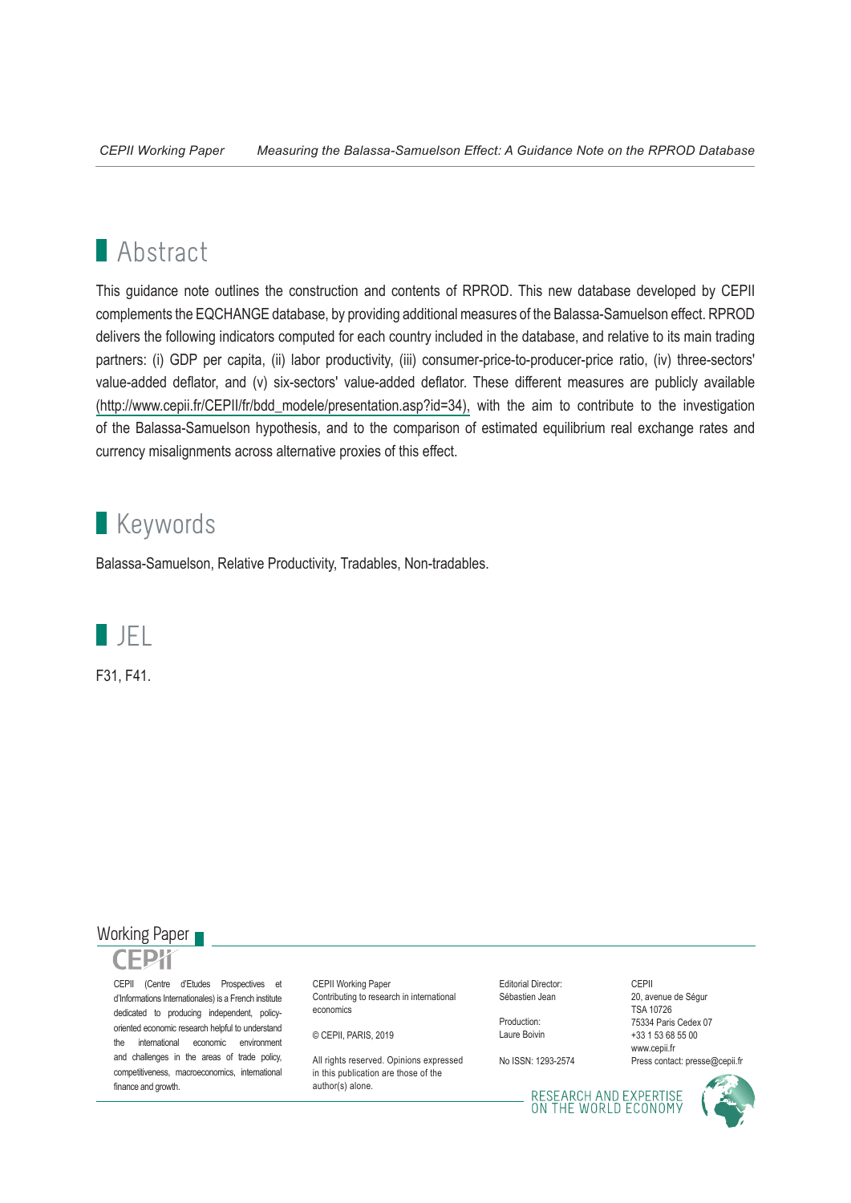## Abstract

This guidance note outlines the construction and contents of RPROD. This new database developed by CEPII complements the EQCHANGE database, by providing additional measures of the Balassa-Samuelson effect. RPROD delivers the following indicators computed for each country included in the database, and relative to its main trading partners: (i) GDP per capita, (ii) labor productivity, (iii) consumer-price-to-producer-price ratio, (iv) three-sectors' value-added deflator, and (v) six-sectors' value-added deflator. These different measures are publicly available (http://www.cepii.fr/CEPII/fr/bdd_modele/presentation.asp?id=34), with the aim to contribute to the investigation of the Balassa-Samuelson hypothesis, and to the comparison of estimated equilibrium real exchange rates and currency misalignments across alternative proxies of this effect.

## Keywords

Balassa-Samuelson, Relative Productivity, Tradables, Non-tradables.

## JEL

F31, F41.

Working Paper

CEPII

CEPII (Centre d'Etudes Prospectives et d'Informations Internationales) is a French institute dedicated to producing independent, policy-oriented economic research helpful to understand the international economic environment and challenges in the areas of trade policy, competitiveness, macroeconomics, international finance and growth.

CEPII Working Paper
Contributing to research in international economics

© CEPII, PARIS, 2019

All rights reserved. Opinions expressed in this publication are those of the author(s) alone.

Editorial Director:
Sébastien Jean

Production:
Laure Boivin

No ISSN: 1293-2574

CEPII
20, avenue de Ségur
TSA 10726
75334 Paris Cedex 07
+33 1 53 68 55 00
www.cepii.fr
Press contact: presse@cepii.fr

RESEARCH AND EXPERTISE
ON THE WORLD ECONOMY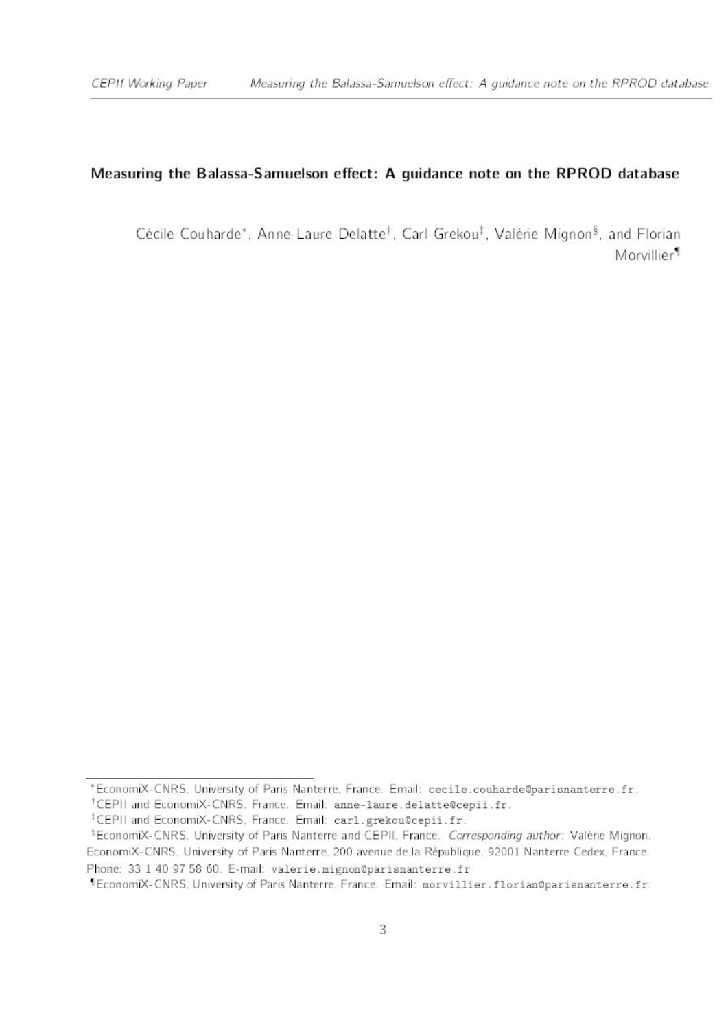# Measuring the Balassa-Samuelson effect: A guidance note on the RPROD database

Cécile Couharde[*], Anne-Laure Delatte[†], Carl Grekou[‡], Valérie Mignon[§], and Florian Morvillier[¶]

---

[*] EconomiX-CNRS, University of Paris Nanterre, France. Email: `cecile.couharde@parisnanterre.fr`.

[†] CEPII and EconomiX-CNRS, France. Email: `anne-laure.delatte@cepii.fr`.

[‡] CEPII and EconomiX-CNRS, France. Email: `carl.grekou@cepii.fr`.

[§] EconomiX-CNRS, University of Paris Nanterre and CEPII, France. *Corresponding author*: Valérie Mignon, EconomiX-CNRS, University of Paris Nanterre, 200 avenue de la République, 92001 Nanterre Cedex, France. Phone: 33 1 40 97 58 60. E-mail: `valerie.mignon@parisnanterre.fr`

[¶] EconomiX-CNRS, University of Paris Nanterre, France. Email: `morvillier.florian@parisnanterre.fr`.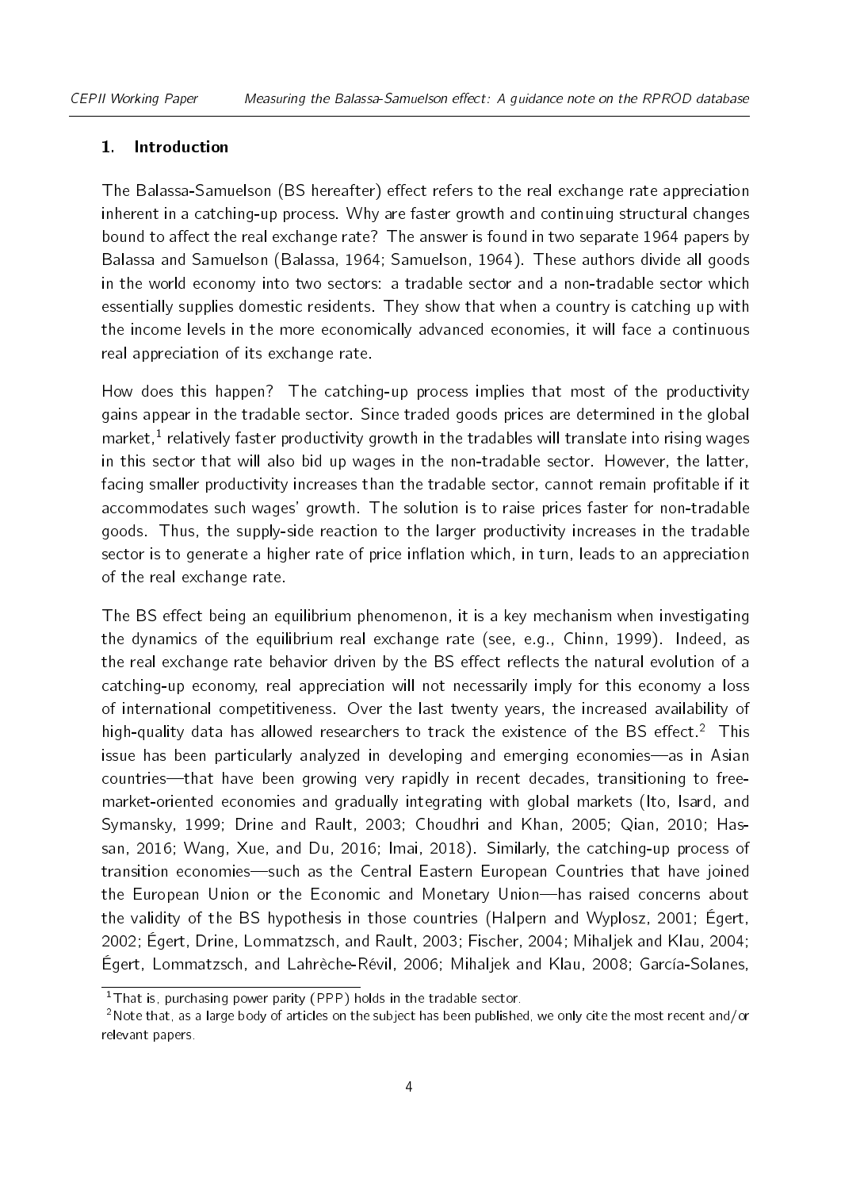## 1. Introduction

The Balassa-Samuelson (BS hereafter) effect refers to the real exchange rate appreciation inherent in a catching-up process. Why are faster growth and continuing structural changes bound to affect the real exchange rate? The answer is found in two separate 1964 papers by Balassa and Samuelson (Balassa, 1964; Samuelson, 1964). These authors divide all goods in the world economy into two sectors: a tradable sector and a non-tradable sector which essentially supplies domestic residents. They show that when a country is catching up with the income levels in the more economically advanced economies, it will face a continuous real appreciation of its exchange rate.

How does this happen? The catching-up process implies that most of the productivity gains appear in the tradable sector. Since traded goods prices are determined in the global market,[1] relatively faster productivity growth in the tradables will translate into rising wages in this sector that will also bid up wages in the non-tradable sector. However, the latter, facing smaller productivity increases than the tradable sector, cannot remain profitable if it accommodates such wages' growth. The solution is to raise prices faster for non-tradable goods. Thus, the supply-side reaction to the larger productivity increases in the tradable sector is to generate a higher rate of price inflation which, in turn, leads to an appreciation of the real exchange rate.

The BS effect being an equilibrium phenomenon, it is a key mechanism when investigating the dynamics of the equilibrium real exchange rate (see, e.g., Chinn, 1999). Indeed, as the real exchange rate behavior driven by the BS effect reflects the natural evolution of a catching-up economy, real appreciation will not necessarily imply for this economy a loss of international competitiveness. Over the last twenty years, the increased availability of high-quality data has allowed researchers to track the existence of the BS effect.[2] This issue has been particularly analyzed in developing and emerging economies—as in Asian countries—that have been growing very rapidly in recent decades, transitioning to free-market-oriented economies and gradually integrating with global markets (Ito, Isard, and Symansky, 1999; Drine and Rault, 2003; Choudhri and Khan, 2005; Qian, 2010; Hassan, 2016; Wang, Xue, and Du, 2016; Imai, 2018). Similarly, the catching-up process of transition economies—such as the Central Eastern European Countries that have joined the European Union or the Economic and Monetary Union—has raised concerns about the validity of the BS hypothesis in those countries (Halpern and Wyplosz, 2001; Égert, 2002; Égert, Drine, Lommatzsch, and Rault, 2003; Fischer, 2004; Mihaljek and Klau, 2004; Égert, Lommatzsch, and Lahrèche-Révil, 2006; Mihaljek and Klau, 2008; García-Solanes,

[1] That is, purchasing power parity (PPP) holds in the tradable sector.

[2] Note that, as a large body of articles on the subject has been published, we only cite the most recent and/or relevant papers.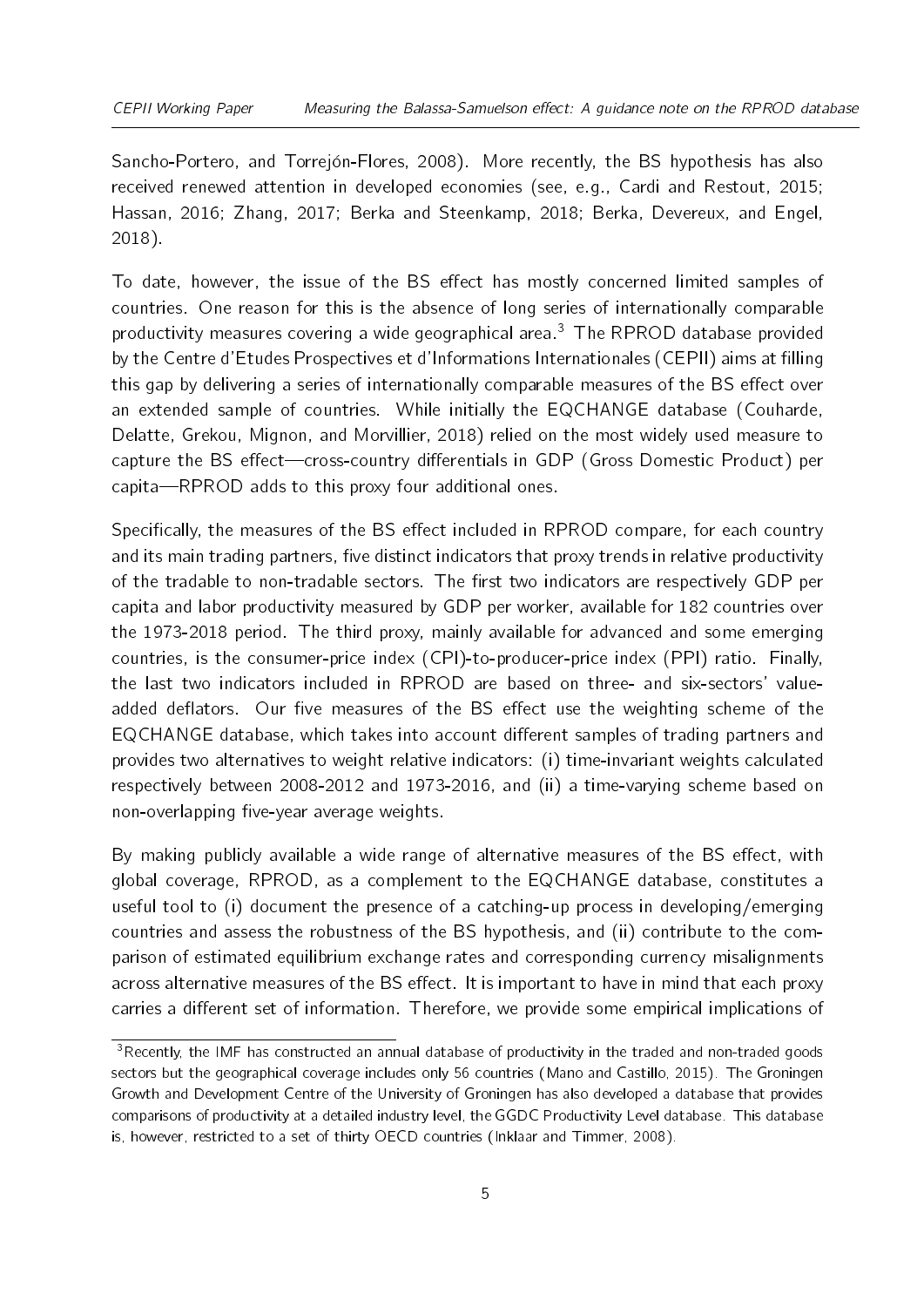Sancho-Portero, and Torrejón-Flores, 2008). More recently, the BS hypothesis has also received renewed attention in developed economies (see, e.g., Cardi and Restout, 2015; Hassan, 2016; Zhang, 2017; Berka and Steenkamp, 2018; Berka, Devereux, and Engel, 2018).

To date, however, the issue of the BS effect has mostly concerned limited samples of countries. One reason for this is the absence of long series of internationally comparable productivity measures covering a wide geographical area.[3] The RPROD database provided by the Centre d'Etudes Prospectives et d'Informations Internationales (CEPII) aims at filling this gap by delivering a series of internationally comparable measures of the BS effect over an extended sample of countries. While initially the EQCHANGE database (Couharde, Delatte, Grekou, Mignon, and Morvillier, 2018) relied on the most widely used measure to capture the BS effect—cross-country differentials in GDP (Gross Domestic Product) per capita—RPROD adds to this proxy four additional ones.

Specifically, the measures of the BS effect included in RPROD compare, for each country and its main trading partners, five distinct indicators that proxy trends in relative productivity of the tradable to non-tradable sectors. The first two indicators are respectively GDP per capita and labor productivity measured by GDP per worker, available for 182 countries over the 1973-2018 period. The third proxy, mainly available for advanced and some emerging countries, is the consumer-price index (CPI)-to-producer-price index (PPI) ratio. Finally, the last two indicators included in RPROD are based on three- and six-sectors' value-added deflators. Our five measures of the BS effect use the weighting scheme of the EQCHANGE database, which takes into account different samples of trading partners and provides two alternatives to weight relative indicators: (i) time-invariant weights calculated respectively between 2008-2012 and 1973-2016, and (ii) a time-varying scheme based on non-overlapping five-year average weights.

By making publicly available a wide range of alternative measures of the BS effect, with global coverage, RPROD, as a complement to the EQCHANGE database, constitutes a useful tool to (i) document the presence of a catching-up process in developing/emerging countries and assess the robustness of the BS hypothesis, and (ii) contribute to the comparison of estimated equilibrium exchange rates and corresponding currency misalignments across alternative measures of the BS effect. It is important to have in mind that each proxy carries a different set of information. Therefore, we provide some empirical implications of

[3] Recently, the IMF has constructed an annual database of productivity in the traded and non-traded goods sectors but the geographical coverage includes only 56 countries (Mano and Castillo, 2015). The Groningen Growth and Development Centre of the University of Groningen has also developed a database that provides comparisons of productivity at a detailed industry level, the GGDC Productivity Level database. This database is, however, restricted to a set of thirty OECD countries (Inklaar and Timmer, 2008).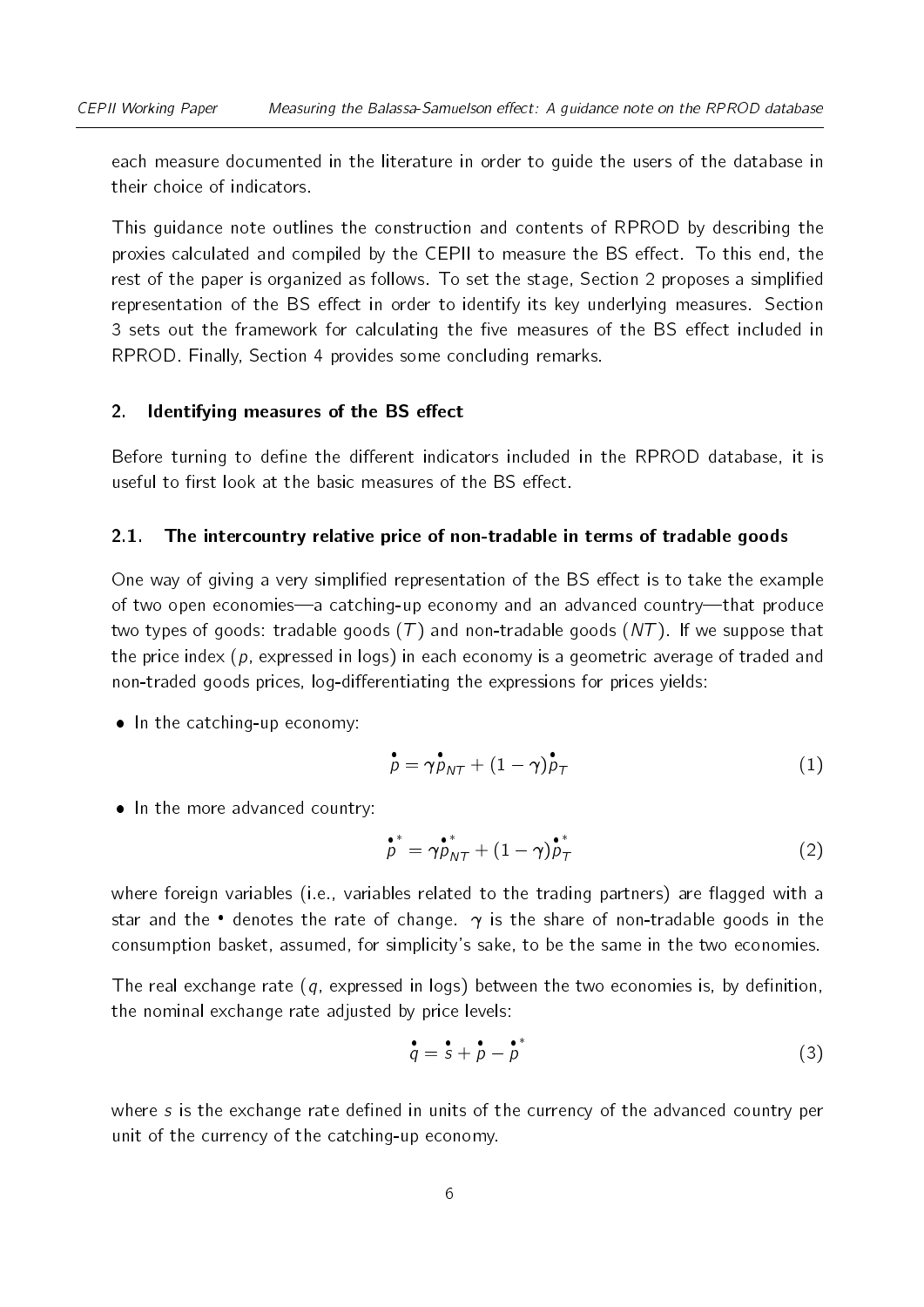each measure documented in the literature in order to guide the users of the database in their choice of indicators.

This guidance note outlines the construction and contents of RPROD by describing the proxies calculated and compiled by the CEPII to measure the BS effect. To this end, the rest of the paper is organized as follows. To set the stage, Section 2 proposes a simplified representation of the BS effect in order to identify its key underlying measures. Section 3 sets out the framework for calculating the five measures of the BS effect included in RPROD. Finally, Section 4 provides some concluding remarks.

## 2. Identifying measures of the BS effect

Before turning to define the different indicators included in the RPROD database, it is useful to first look at the basic measures of the BS effect.

### 2.1. The intercountry relative price of non-tradable in terms of tradable goods

One way of giving a very simplified representation of the BS effect is to take the example of two open economies—a catching-up economy and an advanced country—that produce two types of goods: tradable goods ($T$) and non-tradable goods ($NT$). If we suppose that the price index ($p$, expressed in logs) in each economy is a geometric average of traded and non-traded goods prices, log-differentiating the expressions for prices yields:

- In the catching-up economy:

$$\overset{\bullet}{p} = \gamma \overset{\bullet}{p}_{NT} + (1-\gamma)\overset{\bullet}{p}_{T} \tag{1}$$

- In the more advanced country:

$$\overset{\bullet}{p}^{*} = \gamma \overset{\bullet}{p}^{*}_{NT} + (1-\gamma)\overset{\bullet}{p}^{*}_{T} \tag{2}$$

where foreign variables (i.e., variables related to the trading partners) are flagged with a star and the $\bullet$ denotes the rate of change. $\gamma$ is the share of non-tradable goods in the consumption basket, assumed, for simplicity's sake, to be the same in the two economies.

The real exchange rate ($q$, expressed in logs) between the two economies is, by definition, the nominal exchange rate adjusted by price levels:

$$\overset{\bullet}{q} = \overset{\bullet}{s} + \overset{\bullet}{p} - \overset{\bullet}{p}^{*} \tag{3}$$

where $s$ is the exchange rate defined in units of the currency of the advanced country per unit of the currency of the catching-up economy.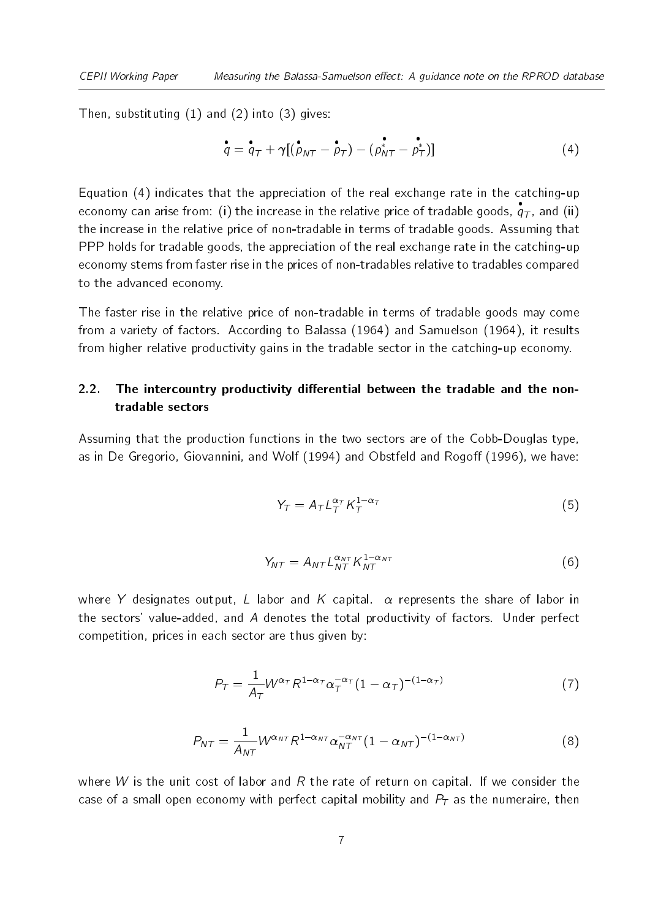Then, substituting (1) and (2) into (3) gives:

$$\dot{q} = \dot{q}_T + \gamma[(\dot{p}_{NT} - \dot{p}_T) - (\dot{p}^*_{NT} - \dot{p}^*_T)] \tag{4}$$

Equation (4) indicates that the appreciation of the real exchange rate in the catching-up economy can arise from: (i) the increase in the relative price of tradable goods, $\dot{q}_T$, and (ii) the increase in the relative price of non-tradable in terms of tradable goods. Assuming that PPP holds for tradable goods, the appreciation of the real exchange rate in the catching-up economy stems from faster rise in the prices of non-tradables relative to tradables compared to the advanced economy.

The faster rise in the relative price of non-tradable in terms of tradable goods may come from a variety of factors. According to Balassa (1964) and Samuelson (1964), it results from higher relative productivity gains in the tradable sector in the catching-up economy.

## 2.2. The intercountry productivity differential between the tradable and the non-tradable sectors

Assuming that the production functions in the two sectors are of the Cobb-Douglas type, as in De Gregorio, Giovannini, and Wolf (1994) and Obstfeld and Rogoff (1996), we have:

$$Y_T = A_T L_T^{\alpha_T} K_T^{1-\alpha_T} \tag{5}$$

$$Y_{NT} = A_{NT} L_{NT}^{\alpha_{NT}} K_{NT}^{1-\alpha_{NT}} \tag{6}$$

where $Y$ designates output, $L$ labor and $K$ capital. $\alpha$ represents the share of labor in the sectors' value-added, and $A$ denotes the total productivity of factors. Under perfect competition, prices in each sector are thus given by:

$$P_T = \frac{1}{A_T} W^{\alpha_T} R^{1-\alpha_T} \alpha_T^{-\alpha_T} (1 - \alpha_T)^{-(1-\alpha_T)} \tag{7}$$

$$P_{NT} = \frac{1}{A_{NT}} W^{\alpha_{NT}} R^{1-\alpha_{NT}} \alpha_{NT}^{-\alpha_{NT}} (1 - \alpha_{NT})^{-(1-\alpha_{NT})} \tag{8}$$

where $W$ is the unit cost of labor and $R$ the rate of return on capital. If we consider the case of a small open economy with perfect capital mobility and $P_T$ as the numeraire, then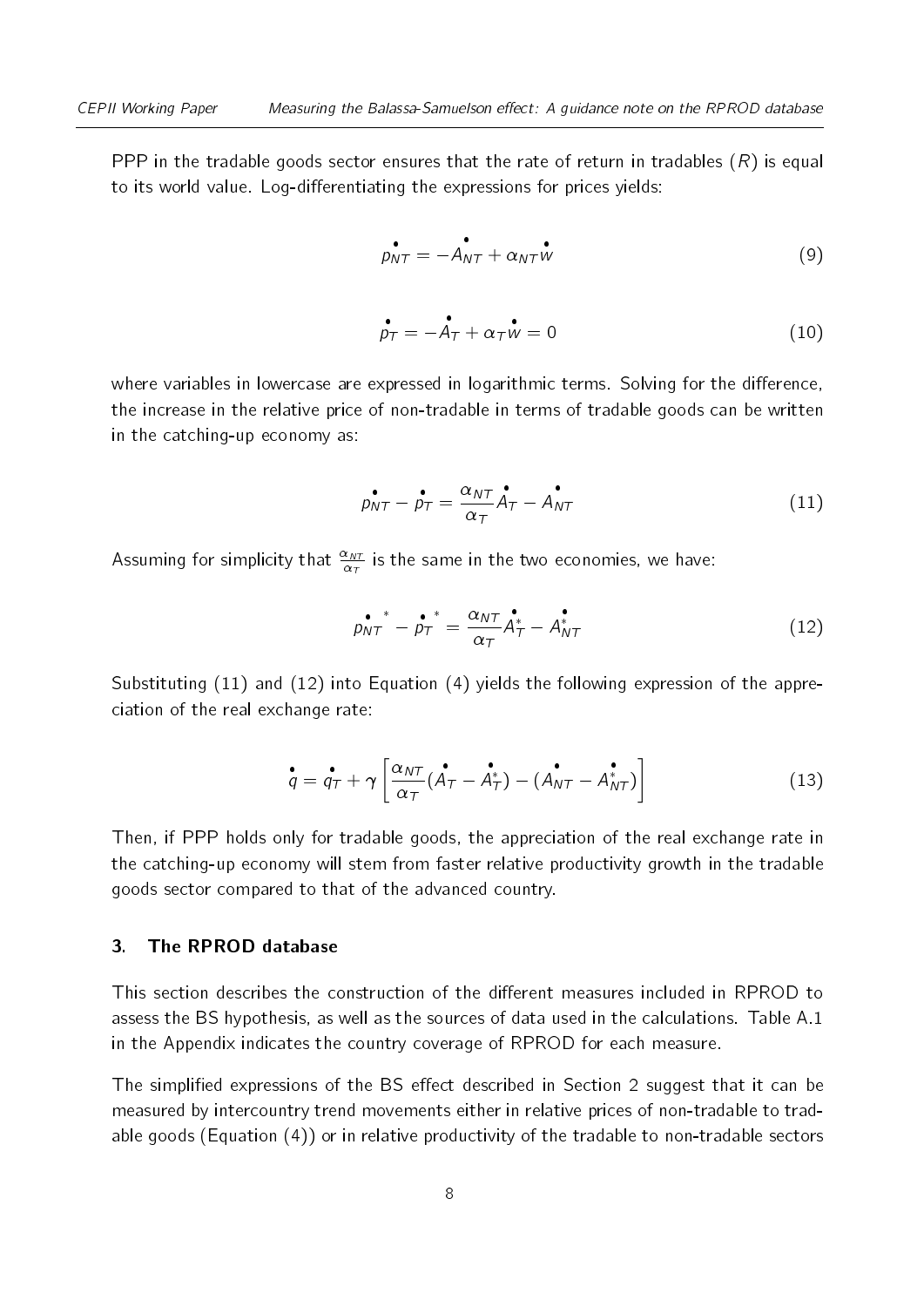PPP in the tradable goods sector ensures that the rate of return in tradables ($R$) is equal to its world value. Log-differentiating the expressions for prices yields:

$$\dot{p}_{NT} = -\dot{A}_{NT} + \alpha_{NT}\dot{w} \tag{9}$$

$$\dot{p}_{T} = -\dot{A}_{T} + \alpha_{T}\dot{w} = 0 \tag{10}$$

where variables in lowercase are expressed in logarithmic terms. Solving for the difference, the increase in the relative price of non-tradable in terms of tradable goods can be written in the catching-up economy as:

$$\dot{p}_{NT} - \dot{p}_{T} = \frac{\alpha_{NT}}{\alpha_{T}}\dot{A}_{T} - \dot{A}_{NT} \tag{11}$$

Assuming for simplicity that $\frac{\alpha_{NT}}{\alpha_{T}}$ is the same in the two economies, we have:

$$\dot{p}_{NT}^{\,*} - \dot{p}_{T}^{\,*} = \frac{\alpha_{NT}}{\alpha_{T}}\dot{A}_{T}^{*} - \dot{A}_{NT}^{*} \tag{12}$$

Substituting (11) and (12) into Equation (4) yields the following expression of the appreciation of the real exchange rate:

$$\dot{q} = \dot{q}_{T} + \gamma\left[\frac{\alpha_{NT}}{\alpha_{T}}(\dot{A}_{T} - \dot{A}_{T}^{*}) - (\dot{A}_{NT} - \dot{A}_{NT}^{*})\right] \tag{13}$$

Then, if PPP holds only for tradable goods, the appreciation of the real exchange rate in the catching-up economy will stem from faster relative productivity growth in the tradable goods sector compared to that of the advanced country.

## 3. The RPROD database

This section describes the construction of the different measures included in RPROD to assess the BS hypothesis, as well as the sources of data used in the calculations. Table A.1 in the Appendix indicates the country coverage of RPROD for each measure.

The simplified expressions of the BS effect described in Section 2 suggest that it can be measured by intercountry trend movements either in relative prices of non-tradable to tradable goods (Equation (4)) or in relative productivity of the tradable to non-tradable sectors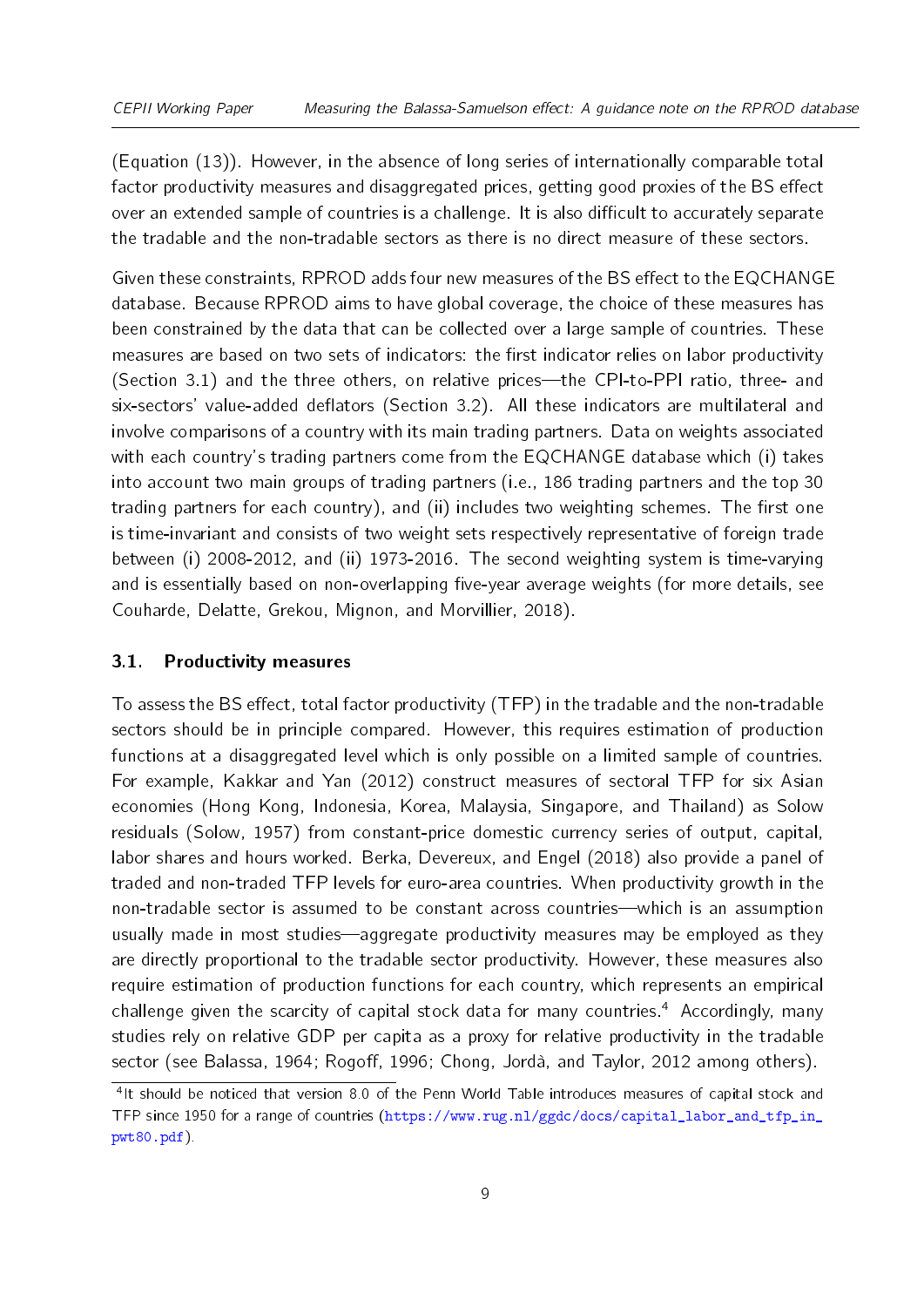(Equation (13)). However, in the absence of long series of internationally comparable total factor productivity measures and disaggregated prices, getting good proxies of the BS effect over an extended sample of countries is a challenge. It is also difficult to accurately separate the tradable and the non-tradable sectors as there is no direct measure of these sectors.

Given these constraints, RPROD adds four new measures of the BS effect to the EQCHANGE database. Because RPROD aims to have global coverage, the choice of these measures has been constrained by the data that can be collected over a large sample of countries. These measures are based on two sets of indicators: the first indicator relies on labor productivity (Section 3.1) and the three others, on relative prices—the CPI-to-PPI ratio, three- and six-sectors' value-added deflators (Section 3.2). All these indicators are multilateral and involve comparisons of a country with its main trading partners. Data on weights associated with each country's trading partners come from the EQCHANGE database which (i) takes into account two main groups of trading partners (i.e., 186 trading partners and the top 30 trading partners for each country), and (ii) includes two weighting schemes. The first one is time-invariant and consists of two weight sets respectively representative of foreign trade between (i) 2008-2012, and (ii) 1973-2016. The second weighting system is time-varying and is essentially based on non-overlapping five-year average weights (for more details, see Couharde, Delatte, Grekou, Mignon, and Morvillier, 2018).

## 3.1. Productivity measures

To assess the BS effect, total factor productivity (TFP) in the tradable and the non-tradable sectors should be in principle compared. However, this requires estimation of production functions at a disaggregated level which is only possible on a limited sample of countries. For example, Kakkar and Yan (2012) construct measures of sectoral TFP for six Asian economies (Hong Kong, Indonesia, Korea, Malaysia, Singapore, and Thailand) as Solow residuals (Solow, 1957) from constant-price domestic currency series of output, capital, labor shares and hours worked. Berka, Devereux, and Engel (2018) also provide a panel of traded and non-traded TFP levels for euro-area countries. When productivity growth in the non-tradable sector is assumed to be constant across countries—which is an assumption usually made in most studies—aggregate productivity measures may be employed as they are directly proportional to the tradable sector productivity. However, these measures also require estimation of production functions for each country, which represents an empirical challenge given the scarcity of capital stock data for many countries.[4] Accordingly, many studies rely on relative GDP per capita as a proxy for relative productivity in the tradable sector (see Balassa, 1964; Rogoff, 1996; Chong, Jordà, and Taylor, 2012 among others).

[4] It should be noticed that version 8.0 of the Penn World Table introduces measures of capital stock and TFP since 1950 for a range of countries (https://www.rug.nl/ggdc/docs/capital_labor_and_tfp_in_pwt80.pdf).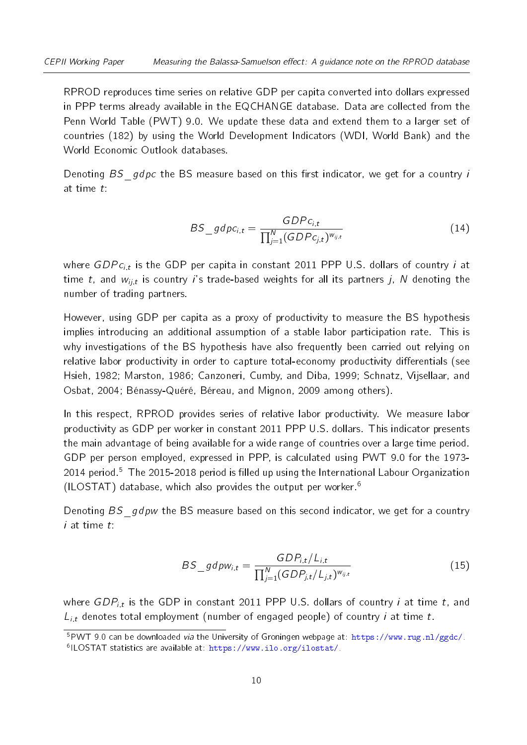RPROD reproduces time series on relative GDP per capita converted into dollars expressed in PPP terms already available in the EQCHANGE database. Data are collected from the Penn World Table (PWT) 9.0. We update these data and extend them to a larger set of countries (182) by using the World Development Indicators (WDI, World Bank) and the World Economic Outlook databases.

Denoting $BS\_gdpc$ the BS measure based on this first indicator, we get for a country $i$ at time $t$:

$$BS\_gdpc_{i,t} = \frac{GDPc_{i,t}}{\prod_{j=1}^{N}(GDPc_{j,t})^{w_{ij,t}}} \tag{14}$$

where $GDPc_{i,t}$ is the GDP per capita in constant 2011 PPP U.S. dollars of country $i$ at time $t$, and $w_{ij,t}$ is country $i$'s trade-based weights for all its partners $j$, $N$ denoting the number of trading partners.

However, using GDP per capita as a proxy of productivity to measure the BS hypothesis implies introducing an additional assumption of a stable labor participation rate. This is why investigations of the BS hypothesis have also frequently been carried out relying on relative labor productivity in order to capture total-economy productivity differentials (see Hsieh, 1982; Marston, 1986; Canzoneri, Cumby, and Diba, 1999; Schnatz, Vijsellaar, and Osbat, 2004; Bénassy-Quéré, Béreau, and Mignon, 2009 among others).

In this respect, RPROD provides series of relative labor productivity. We measure labor productivity as GDP per worker in constant 2011 PPP U.S. dollars. This indicator presents the main advantage of being available for a wide range of countries over a large time period. GDP per person employed, expressed in PPP, is calculated using PWT 9.0 for the 1973-2014 period.[5] The 2015-2018 period is filled up using the International Labour Organization (ILOSTAT) database, which also provides the output per worker.[6]

Denoting $BS\_gdpw$ the BS measure based on this second indicator, we get for a country $i$ at time $t$:

$$BS\_gdpw_{i,t} = \frac{GDP_{i,t}/L_{i,t}}{\prod_{j=1}^{N}(GDP_{j,t}/L_{j,t})^{w_{ij,t}}} \tag{15}$$

where $GDP_{i,t}$ is the GDP in constant 2011 PPP U.S. dollars of country $i$ at time $t$, and $L_{i,t}$ denotes total employment (number of engaged people) of country $i$ at time $t$.

[5] PWT 9.0 can be downloaded *via* the University of Groningen webpage at: https://www.rug.nl/ggdc/.

[6] ILOSTAT statistics are available at: https://www.ilo.org/ilostat/.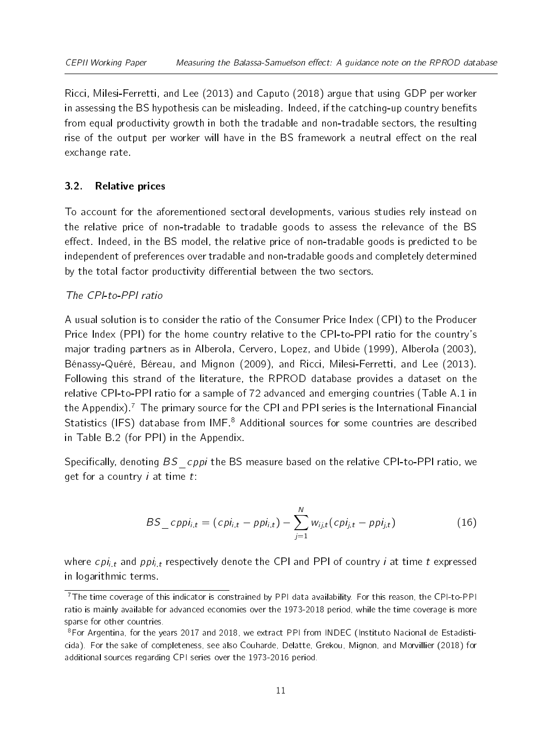Ricci, Milesi-Ferretti, and Lee (2013) and Caputo (2018) argue that using GDP per worker in assessing the BS hypothesis can be misleading. Indeed, if the catching-up country benefits from equal productivity growth in both the tradable and non-tradable sectors, the resulting rise of the output per worker will have in the BS framework a neutral effect on the real exchange rate.

### 3.2. Relative prices

To account for the aforementioned sectoral developments, various studies rely instead on the relative price of non-tradable to tradable goods to assess the relevance of the BS effect. Indeed, in the BS model, the relative price of non-tradable goods is predicted to be independent of preferences over tradable and non-tradable goods and completely determined by the total factor productivity differential between the two sectors.

*The CPI-to-PPI ratio*

A usual solution is to consider the ratio of the Consumer Price Index (CPI) to the Producer Price Index (PPI) for the home country relative to the CPI-to-PPI ratio for the country's major trading partners as in Alberola, Cervero, Lopez, and Ubide (1999), Alberola (2003), Bénassy-Quéré, Béreau, and Mignon (2009), and Ricci, Milesi-Ferretti, and Lee (2013). Following this strand of the literature, the RPROD database provides a dataset on the relative CPI-to-PPI ratio for a sample of 72 advanced and emerging countries (Table A.1 in the Appendix).[7] The primary source for the CPI and PPI series is the International Financial Statistics (IFS) database from IMF.[8] Additional sources for some countries are described in Table B.2 (for PPI) in the Appendix.

Specifically, denoting $BS\_cppi$ the BS measure based on the relative CPI-to-PPI ratio, we get for a country $i$ at time $t$:

$$BS\_cppi_{i,t} = (cpi_{i,t} - ppi_{i,t}) - \sum_{j=1}^{N} w_{ij,t}(cpi_{j,t} - ppi_{j,t}) \tag{16}$$

where $cpi_{i,t}$ and $ppi_{i,t}$ respectively denote the CPI and PPI of country $i$ at time $t$ expressed in logarithmic terms.

[7] The time coverage of this indicator is constrained by PPI data availability. For this reason, the CPI-to-PPI ratio is mainly available for advanced economies over the 1973-2018 period, while the time coverage is more sparse for other countries.

[8] For Argentina, for the years 2017 and 2018, we extract PPI from INDEC (Instituto Nacional de Estadisticida). For the sake of completeness, see also Couharde, Delatte, Grekou, Mignon, and Morvillier (2018) for additional sources regarding CPI series over the 1973-2016 period.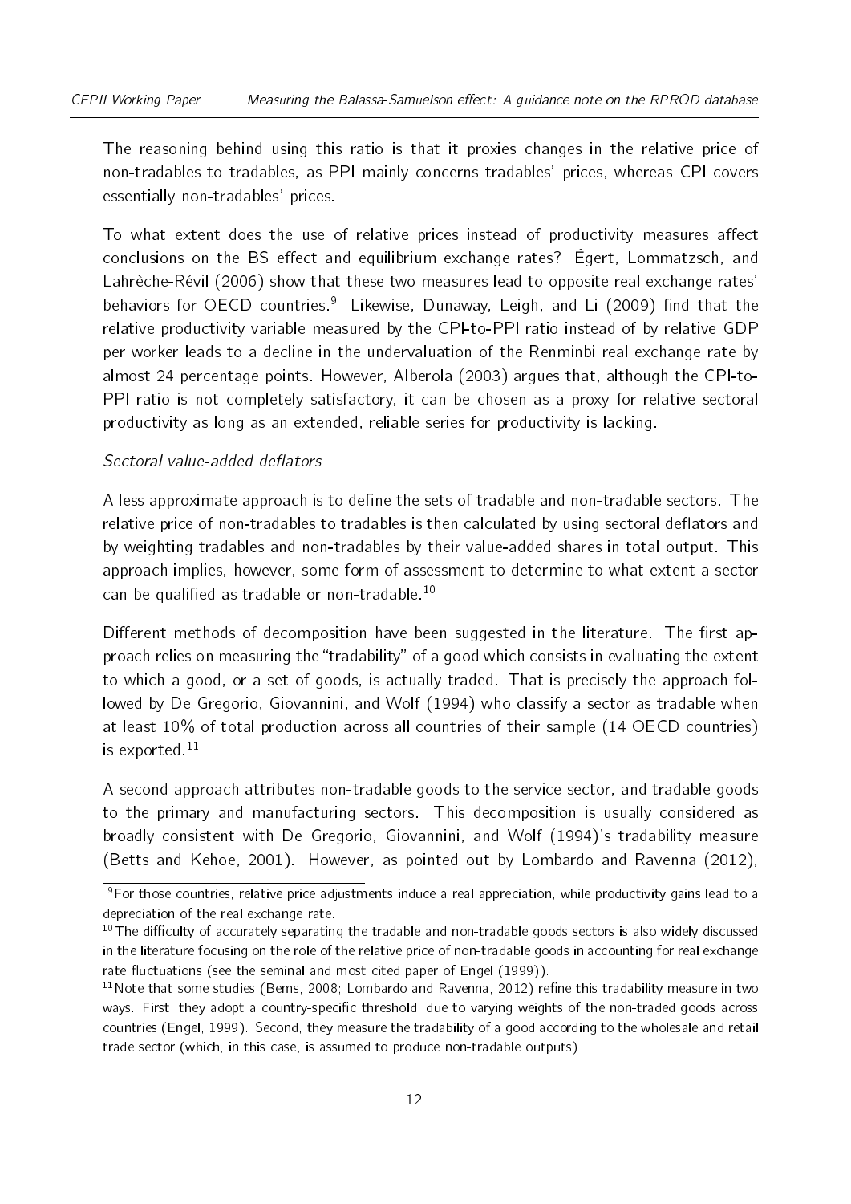The reasoning behind using this ratio is that it proxies changes in the relative price of non-tradables to tradables, as PPI mainly concerns tradables' prices, whereas CPI covers essentially non-tradables' prices.

To what extent does the use of relative prices instead of productivity measures affect conclusions on the BS effect and equilibrium exchange rates? Égert, Lommatzsch, and Lahrèche-Révil (2006) show that these two measures lead to opposite real exchange rates' behaviors for OECD countries.[9] Likewise, Dunaway, Leigh, and Li (2009) find that the relative productivity variable measured by the CPI-to-PPI ratio instead of by relative GDP per worker leads to a decline in the undervaluation of the Renminbi real exchange rate by almost 24 percentage points. However, Alberola (2003) argues that, although the CPI-to-PPI ratio is not completely satisfactory, it can be chosen as a proxy for relative sectoral productivity as long as an extended, reliable series for productivity is lacking.

*Sectoral value-added deflators*

A less approximate approach is to define the sets of tradable and non-tradable sectors. The relative price of non-tradables to tradables is then calculated by using sectoral deflators and by weighting tradables and non-tradables by their value-added shares in total output. This approach implies, however, some form of assessment to determine to what extent a sector can be qualified as tradable or non-tradable.[10]

Different methods of decomposition have been suggested in the literature. The first approach relies on measuring the "tradability" of a good which consists in evaluating the extent to which a good, or a set of goods, is actually traded. That is precisely the approach followed by De Gregorio, Giovannini, and Wolf (1994) who classify a sector as tradable when at least 10% of total production across all countries of their sample (14 OECD countries) is exported.[11]

A second approach attributes non-tradable goods to the service sector, and tradable goods to the primary and manufacturing sectors. This decomposition is usually considered as broadly consistent with De Gregorio, Giovannini, and Wolf (1994)'s tradability measure (Betts and Kehoe, 2001). However, as pointed out by Lombardo and Ravenna (2012),

---

[9] For those countries, relative price adjustments induce a real appreciation, while productivity gains lead to a depreciation of the real exchange rate.

[10] The difficulty of accurately separating the tradable and non-tradable goods sectors is also widely discussed in the literature focusing on the role of the relative price of non-tradable goods in accounting for real exchange rate fluctuations (see the seminal and most cited paper of Engel (1999)).

[11] Note that some studies (Bems, 2008; Lombardo and Ravenna, 2012) refine this tradability measure in two ways. First, they adopt a country-specific threshold, due to varying weights of the non-traded goods across countries (Engel, 1999). Second, they measure the tradability of a good according to the wholesale and retail trade sector (which, in this case, is assumed to produce non-tradable outputs).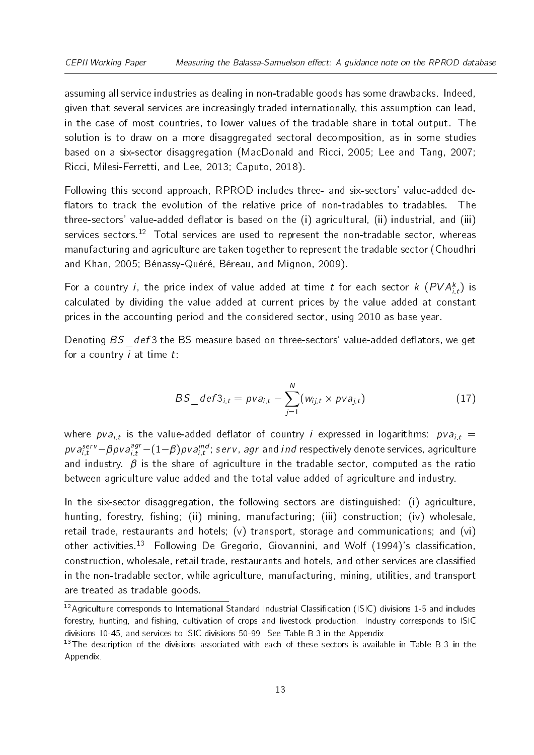assuming all service industries as dealing in non-tradable goods has some drawbacks. Indeed, given that several services are increasingly traded internationally, this assumption can lead, in the case of most countries, to lower values of the tradable share in total output. The solution is to draw on a more disaggregated sectoral decomposition, as in some studies based on a six-sector disaggregation (MacDonald and Ricci, 2005; Lee and Tang, 2007; Ricci, Milesi-Ferretti, and Lee, 2013; Caputo, 2018).

Following this second approach, RPROD includes three- and six-sectors' value-added deflators to track the evolution of the relative price of non-tradables to tradables. The three-sectors' value-added deflator is based on the (i) agricultural, (ii) industrial, and (iii) services sectors.[12] Total services are used to represent the non-tradable sector, whereas manufacturing and agriculture are taken together to represent the tradable sector (Choudhri and Khan, 2005; Bénassy-Quéré, Béreau, and Mignon, 2009).

For a country $i$, the price index of value added at time $t$ for each sector $k$ ($PVA^k_{i,t}$) is calculated by dividing the value added at current prices by the value added at constant prices in the accounting period and the considered sector, using 2010 as base year.

Denoting $BS\_def3$ the BS measure based on three-sectors' value-added deflators, we get for a country $i$ at time $t$:

$$BS\_def3_{i,t} = pva_{i,t} - \sum_{j=1}^{N} (w_{ij,t} \times pva_{j,t}) \tag{17}$$

where $pva_{i,t}$ is the value-added deflator of country $i$ expressed in logarithms: $pva_{i,t} = pva^{serv}_{i,t} - \beta pva^{agr}_{i,t} - (1-\beta) pva^{ind}_{i,t}$; $serv$, $agr$ and $ind$ respectively denote services, agriculture and industry. $\beta$ is the share of agriculture in the tradable sector, computed as the ratio between agriculture value added and the total value added of agriculture and industry.

In the six-sector disaggregation, the following sectors are distinguished: (i) agriculture, hunting, forestry, fishing; (ii) mining, manufacturing; (iii) construction; (iv) wholesale, retail trade, restaurants and hotels; (v) transport, storage and communications; and (vi) other activities.[13] Following De Gregorio, Giovannini, and Wolf (1994)'s classification, construction, wholesale, retail trade, restaurants and hotels, and other services are classified in the non-tradable sector, while agriculture, manufacturing, mining, utilities, and transport are treated as tradable goods.

[12] Agriculture corresponds to International Standard Industrial Classification (ISIC) divisions 1-5 and includes forestry, hunting, and fishing, cultivation of crops and livestock production. Industry corresponds to ISIC divisions 10-45, and services to ISIC divisions 50-99. See Table B.3 in the Appendix.

[13] The description of the divisions associated with each of these sectors is available in Table B.3 in the Appendix.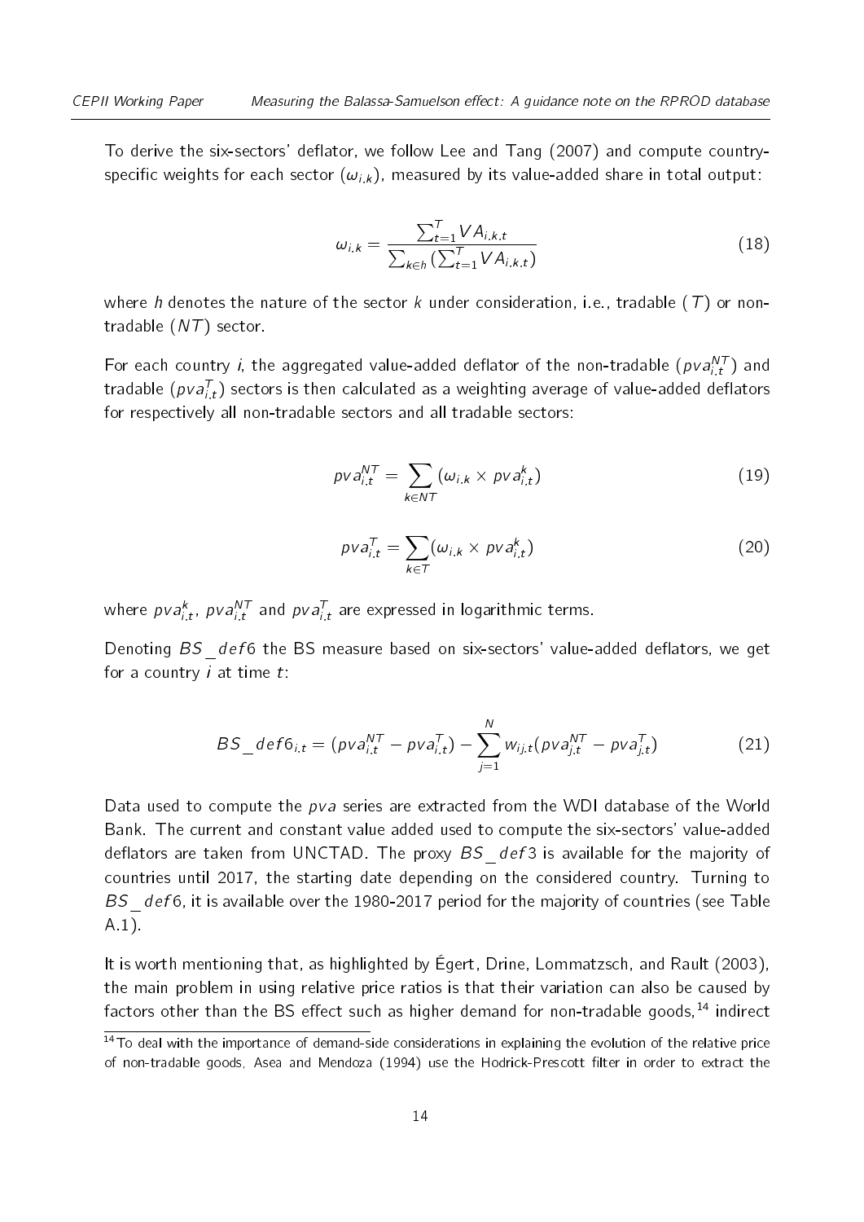To derive the six-sectors' deflator, we follow Lee and Tang (2007) and compute country-specific weights for each sector ($\omega_{i,k}$), measured by its value-added share in total output:

$$\omega_{i,k} = \frac{\sum_{t=1}^{T} VA_{i,k,t}}{\sum_{k \in h} (\sum_{t=1}^{T} VA_{i,k,t})} \tag{18}$$

where $h$ denotes the nature of the sector $k$ under consideration, i.e., tradable ($T$) or non-tradable ($NT$) sector.

For each country $i$, the aggregated value-added deflator of the non-tradable ($pva_{i,t}^{NT}$) and tradable ($pva_{i,t}^{T}$) sectors is then calculated as a weighting average of value-added deflators for respectively all non-tradable sectors and all tradable sectors:

$$pva_{i,t}^{NT} = \sum_{k \in NT} (\omega_{i,k} \times pva_{i,t}^{k}) \tag{19}$$

$$pva_{i,t}^{T} = \sum_{k \in T} (\omega_{i,k} \times pva_{i,t}^{k}) \tag{20}$$

where $pva_{i,t}^{k}$, $pva_{i,t}^{NT}$ and $pva_{i,t}^{T}$ are expressed in logarithmic terms.

Denoting $BS\_def6$ the BS measure based on six-sectors' value-added deflators, we get for a country $i$ at time $t$:

$$BS\_def6_{i,t} = (pva_{i,t}^{NT} - pva_{i,t}^{T}) - \sum_{j=1}^{N} w_{ij,t} (pva_{j,t}^{NT} - pva_{j,t}^{T}) \tag{21}$$

Data used to compute the $pva$ series are extracted from the WDI database of the World Bank. The current and constant value added used to compute the six-sectors' value-added deflators are taken from UNCTAD. The proxy $BS\_def3$ is available for the majority of countries until 2017, the starting date depending on the considered country. Turning to $BS\_def6$, it is available over the 1980-2017 period for the majority of countries (see Table A.1).

It is worth mentioning that, as highlighted by Égert, Drine, Lommatzsch, and Rault (2003), the main problem in using relative price ratios is that their variation can also be caused by factors other than the BS effect such as higher demand for non-tradable goods,[14] indirect

[14] To deal with the importance of demand-side considerations in explaining the evolution of the relative price of non-tradable goods, Asea and Mendoza (1994) use the Hodrick-Prescott filter in order to extract the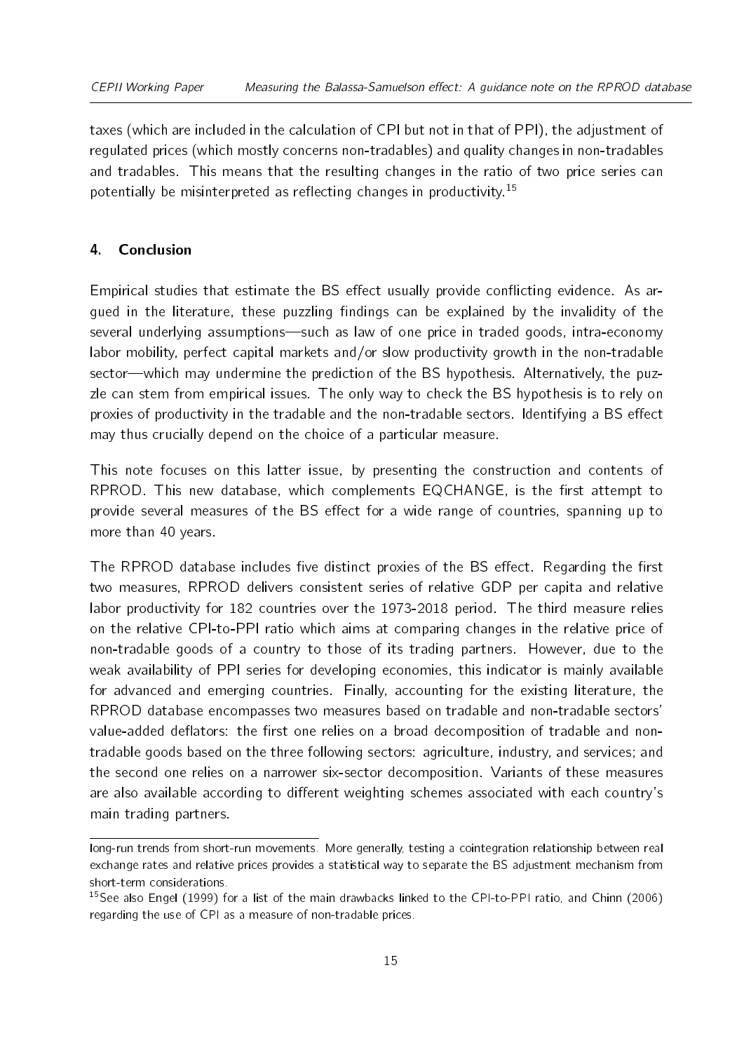taxes (which are included in the calculation of CPI but not in that of PPI), the adjustment of regulated prices (which mostly concerns non-tradables) and quality changes in non-tradables and tradables. This means that the resulting changes in the ratio of two price series can potentially be misinterpreted as reflecting changes in productivity.[15]

## 4. Conclusion

Empirical studies that estimate the BS effect usually provide conflicting evidence. As argued in the literature, these puzzling findings can be explained by the invalidity of the several underlying assumptions—such as law of one price in traded goods, intra-economy labor mobility, perfect capital markets and/or slow productivity growth in the non-tradable sector—which may undermine the prediction of the BS hypothesis. Alternatively, the puzzle can stem from empirical issues. The only way to check the BS hypothesis is to rely on proxies of productivity in the tradable and the non-tradable sectors. Identifying a BS effect may thus crucially depend on the choice of a particular measure.

This note focuses on this latter issue, by presenting the construction and contents of RPROD. This new database, which complements EQCHANGE, is the first attempt to provide several measures of the BS effect for a wide range of countries, spanning up to more than 40 years.

The RPROD database includes five distinct proxies of the BS effect. Regarding the first two measures, RPROD delivers consistent series of relative GDP per capita and relative labor productivity for 182 countries over the 1973-2018 period. The third measure relies on the relative CPI-to-PPI ratio which aims at comparing changes in the relative price of non-tradable goods of a country to those of its trading partners. However, due to the weak availability of PPI series for developing economies, this indicator is mainly available for advanced and emerging countries. Finally, accounting for the existing literature, the RPROD database encompasses two measures based on tradable and non-tradable sectors' value-added deflators: the first one relies on a broad decomposition of tradable and non-tradable goods based on the three following sectors: agriculture, industry, and services; and the second one relies on a narrower six-sector decomposition. Variants of these measures are also available according to different weighting schemes associated with each country's main trading partners.

---

long-run trends from short-run movements. More generally, testing a cointegration relationship between real exchange rates and relative prices provides a statistical way to separate the BS adjustment mechanism from short-term considerations.

[15] See also Engel (1999) for a list of the main drawbacks linked to the CPI-to-PPI ratio, and Chinn (2006) regarding the use of CPI as a measure of non-tradable prices.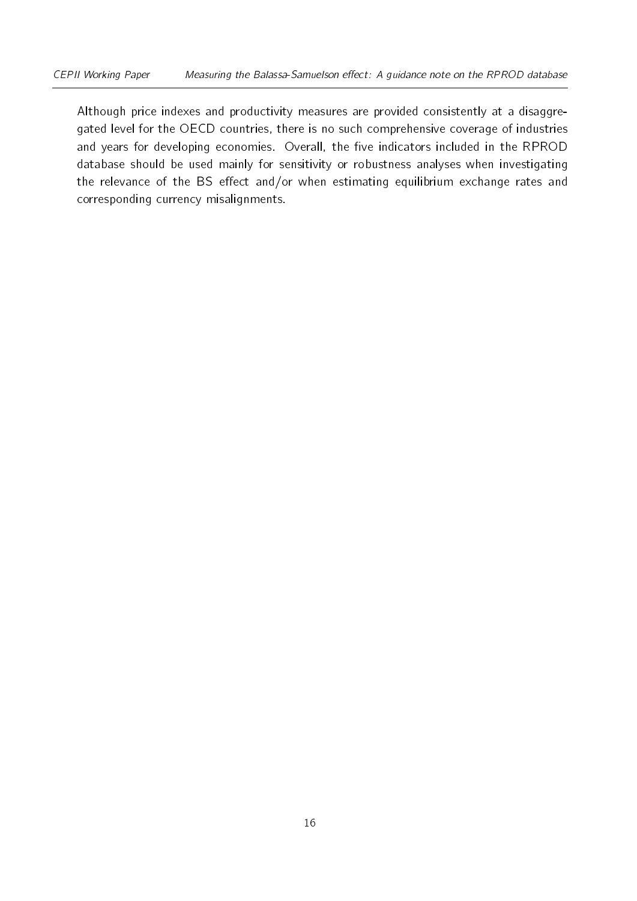Although price indexes and productivity measures are provided consistently at a disaggregated level for the OECD countries, there is no such comprehensive coverage of industries and years for developing economies. Overall, the five indicators included in the RPROD database should be used mainly for sensitivity or robustness analyses when investigating the relevance of the BS effect and/or when estimating equilibrium exchange rates and corresponding currency misalignments.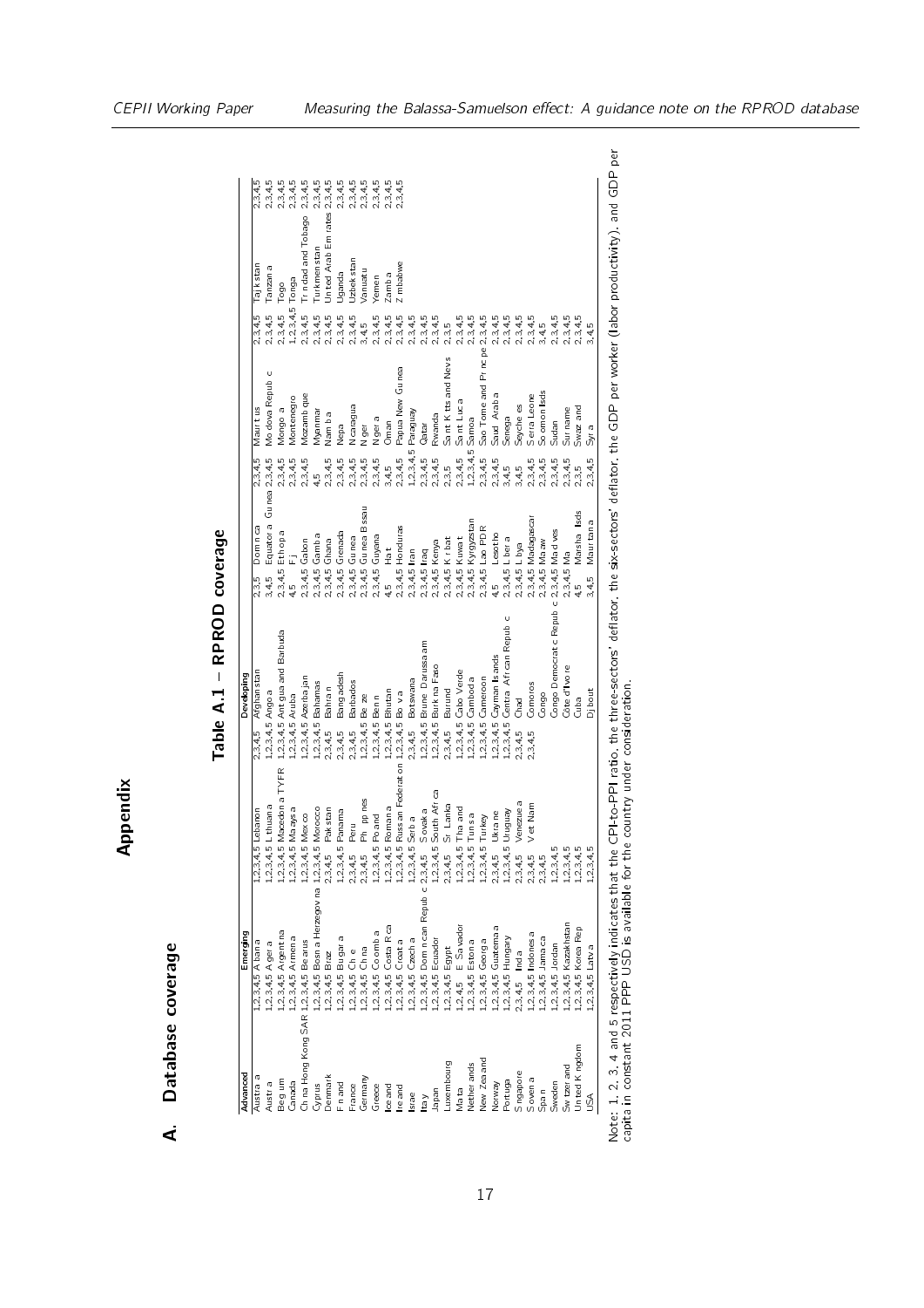# Appendix

## A. Database coverage

**Table A.1 – RPROD coverage**

| Advanced | | Emerging | | | | Developing | | | | | | | |
|---|---|---|---|---|---|---|---|---|---|---|---|---|---|
| Australia | 1,2,3,4,5 | Albania | 1,2,3,4,5 | Lebanon | 2,3,4,5 | Afghanistan | 2,3,5 | Dominica | 2,3,4,5 | Mauritius | 2,3,4,5 | Tajikistan | 2,3,4,5 |
| Austria | 1,2,3,4,5 | Algeria | 1,2,3,4,5 | Lithuania | 1,2,3,4,5 | Angola | 3,4,5 | Equatorial Guinea | 2,3,4,5 | Moldova Republic | 2,3,4,5 | Tanzania | 2,3,4,5 |
| Belgium | 1,2,3,4,5 | Argentina | 1,2,3,4,5 | Macedonia TYFR | 1,2,3,4,5 | Antigua and Barbuda | 2,3,4,5 | Ethiopia | 2,3,4,5 | Mongolia | 2,3,4,5 | Togo | 2,3,4,5 |
| Canada | 1,2,3,4,5 | Armenia | 1,2,3,4,5 | Malaysia | 1,2,3,4,5 | Aruba | 4,5 | Fiji | 2,3,4,5 | Montenegro | 1,2,3,4,5 | Tonga | 2,3,4,5 |
| China Hong Kong SAR | 1,2,3,4,5 | Belarus | 1,2,3,4,5 | Mexico | 1,2,3,4,5 | Azerbaijan | 2,3,4,5 | Gabon | 2,3,4,5 | Mozambique | 2,3,4,5 | Trinidad and Tobago | 2,3,4,5 |
| Cyprus | 1,2,3,4,5 | Bosnia and Herzegovina | 1,2,3,4,5 | Morocco | 1,2,3,4,5 | Bahamas | 2,3,4,5 | Gambia | 4,5 | Myanmar | 2,3,4,5 | Turkmenistan | 2,3,4,5 |
| Denmark | 1,2,3,4,5 | Brazil | 2,3,4,5 | Pakistan | 2,3,4,5 | Bahrain | 2,3,4,5 | Ghana | 2,3,4,5 | Namibia | 2,3,4,5 | United Arab Emirates | 2,3,4,5 |
| Finland | 1,2,3,4,5 | Bulgaria | 1,2,3,4,5 | Panama | 2,3,4,5 | Bangladesh | 2,3,4,5 | Grenada | 2,3,4,5 | Nepal | 2,3,4,5 | Uganda | 2,3,4,5 |
| France | 1,2,3,4,5 | Chile | 2,3,4,5 | Peru | 2,3,4,5 | Barbados | 2,3,4,5 | Guinea | 2,3,4,5 | Nicaragua | 2,3,4,5 | Uzbekistan | 2,3,4,5 |
| Germany | 1,2,3,4,5 | China | 2,3,4,5 | Philippines | 2,3,4,5 | Belize | 2,3,4,5 | Guinea Bissau | 2,3,4,5 | Niger | 3,4,5 | Vanuatu | 2,3,4,5 |
| Greece | 1,2,3,4,5 | Colombia | 1,2,3,4,5 | Poland | 1,2,3,4,5 | Benin | 2,3,4,5 | Guyana | 2,3,4,5 | Nigeria | 2,3,4,5 | Yemen | 2,3,4,5 |
| Iceland | 1,2,3,4,5 | Costa Rica | 1,2,3,4,5 | Romania | 1,2,3,4,5 | Bolivia | 4,5 | Haiti | 3,4,5 | Oman | 2,3,4,5 | Zambia | 2,3,4,5 |
| Ireland | 1,2,3,4,5 | Croatia | 1,2,3,4,5 | Russian Federation | 1,2,3,4,5 | Bhutan | 2,3,4,5 | Honduras | 2,3,4,5 | Papua New Guinea | 2,3,4,5 | Zimbabwe | 2,3,4,5 |
| Israel | 1,2,3,4,5 | Czechia | 1,2,3,4,5 | Serbia | 2,3,4,5 | Botswana | 2,3,4,5 | Iran | 1,2,3,4,5 | Paraguay | 2,3,4,5 | | |
| Italy | 1,2,3,4,5 | Dominican Republic | 2,3,4,5 | Slovakia | 1,2,3,4,5 | Brunei Darussalam | 2,3,4,5 | Iraq | 2,3,4,5 | Qatar | 2,3,4,5 | | |
| Japan | 1,2,3,4,5 | Ecuador | 1,2,3,4,5 | South Africa | 1,2,3,4,5 | Burkina Faso | 2,3,4,5 | Kenya | 2,3,4,5 | Rwanda | 2,3,4,5 | | |
| Luxembourg | 1,2,3,4,5 | Egypt | 2,3,4,5 | Sri Lanka | 2,3,4,5 | Burundi | 2,3,4,5 | Kiribati | 2,3,5 | Saint Kitts and Nevis | 2,3,5 | | |
| Malta | 1,2,4,5 | El Salvador | 1,2,3,4,5 | Thailand | 1,2,3,4,5 | Cabo Verde | 2,3,4,5 | Kuwait | 2,3,4,5 | Saint Lucia | 2,3,4,5 | | |
| Netherlands | 1,2,3,4,5 | Estonia | 1,2,3,4,5 | Tunisia | 1,2,3,4,5 | Cambodia | 2,3,4,5 | Kyrgyzstan | 1,2,3,4,5 | Samoa | 2,3,4,5 | | |
| New Zealand | 1,2,3,4,5 | Georgia | 1,2,3,4,5 | Turkey | 1,2,3,4,5 | Cameroon | 2,3,4,5 | Lao PDR | 2,3,4,5 | Sao Tome and Principe | 2,3,4,5 | | |
| Norway | 1,2,3,4,5 | Guatemala | 2,3,4,5 | Ukraine | 1,2,3,4,5 | Cayman Islands | 4,5 | Lesotho | 2,3,4,5 | Saudi Arabia | 2,3,4,5 | | |
| Portugal | 1,2,3,4,5 | Hungary | 1,2,3,4,5 | Uruguay | 1,2,3,4,5 | Central African Republic | 2,3,4,5 | Liberia | 3,4,5 | Senegal | 2,3,4,5 | | |
| Singapore | 2,3,4,5 | India | 2,3,4,5 | Venezuela | 2,3,4,5 | Chad | 2,3,4,5 | Libya | 3,4,5 | Seychelles | 2,3,4,5 | | |
| Slovenia | 1,2,3,4,5 | Indonesia | 2,3,4,5 | Viet Nam | 2,3,4,5 | Comoros | 2,3,4,5 | Madagascar | 2,3,4,5 | Sierra Leone | 2,3,4,5 | | |
| Spain | 1,2,3,4,5 | Jamaica | 2,3,4,5 | | | Congo | 2,3,4,5 | Malawi | 2,3,4,5 | Solomon Islds | 3,4,5 | | |
| Sweden | 1,2,3,4,5 | Jordan | 1,2,3,4,5 | | | Congo Democratic Republic | 2,3,4,5 | Maldives | 2,3,4,5 | Sudan | 2,3,4,5 | | |
| Switzerland | 1,2,3,4,5 | Kazakhstan | 1,2,3,4,5 | | | Côte d'Ivoire | 2,3,4,5 | Mali | 2,3,4,5 | Suriname | 2,3,4,5 | | |
| United Kingdom | 1,2,3,4,5 | Korea Rep | 1,2,3,4,5 | | | Cuba | 4,5 | Marshall Islds | 2,3,5 | Swaziland | 2,3,4,5 | | |
| USA | 1,2,3,4,5 | Latvia | 1,2,3,4,5 | | | Djibouti | 3,4,5 | Mauritania | 2,3,4,5 | Syria | 3,4,5 | | |

Note: 1, 2, 3, 4 and 5 respectively indicates that the CPI-to-PPI ratio, the three-sectors' deflator, the six-sectors' deflator, the GDP per worker (labor productivity), and GDP per capita in constant 2011 PPP USD is available for the country under consideration.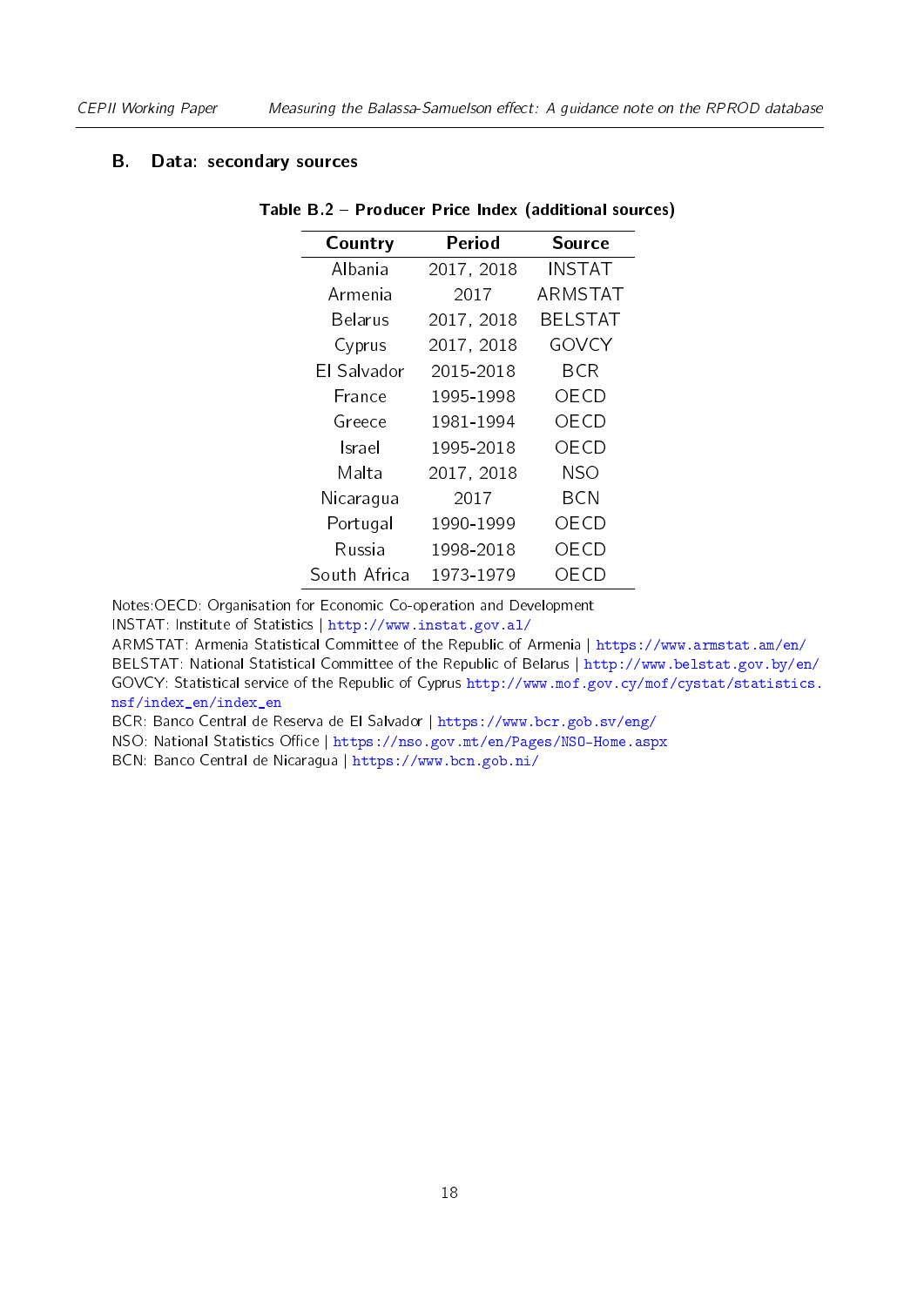## B. Data: secondary sources

**Table B.2 – Producer Price Index (additional sources)**

| Country | Period | Source |
|---|---|---|
| Albania | 2017, 2018 | INSTAT |
| Armenia | 2017 | ARMSTAT |
| Belarus | 2017, 2018 | BELSTAT |
| Cyprus | 2017, 2018 | GOVCY |
| El Salvador | 2015-2018 | BCR |
| France | 1995-1998 | OECD |
| Greece | 1981-1994 | OECD |
| Israel | 1995-2018 | OECD |
| Malta | 2017, 2018 | NSO |
| Nicaragua | 2017 | BCN |
| Portugal | 1990-1999 | OECD |
| Russia | 1998-2018 | OECD |
| South Africa | 1973-1979 | OECD |

Notes:OECD: Organisation for Economic Co-operation and Development
INSTAT: Institute of Statistics | http://www.instat.gov.al/
ARMSTAT: Armenia Statistical Committee of the Republic of Armenia | https://www.armstat.am/en/
BELSTAT: National Statistical Committee of the Republic of Belarus | http://www.belstat.gov.by/en/
GOVCY: Statistical service of the Republic of Cyprus http://www.mof.gov.cy/mof/cystat/statistics.nsf/index_en/index_en
BCR: Banco Central de Reserva de El Salvador | https://www.bcr.gob.sv/eng/
NSO: National Statistics Office | https://nso.gov.mt/en/Pages/NSO-Home.aspx
BCN: Banco Central de Nicaragua | https://www.bcn.gob.ni/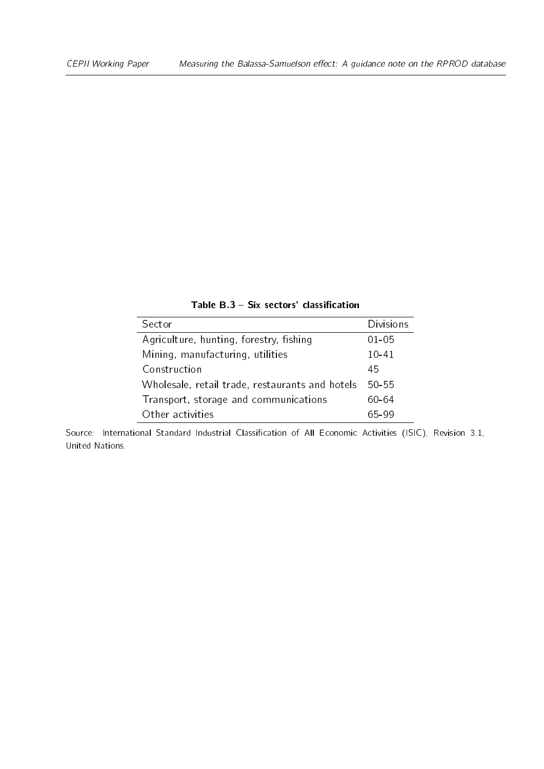**Table B.3 – Six sectors' classification**

| Sector | Divisions |
|---|---|
| Agriculture, hunting, forestry, fishing | 01-05 |
| Mining, manufacturing, utilities | 10-41 |
| Construction | 45 |
| Wholesale, retail trade, restaurants and hotels | 50-55 |
| Transport, storage and communications | 60-64 |
| Other activities | 65-99 |

Source: International Standard Industrial Classification of All Economic Activities (ISIC), Revision 3.1, United Nations.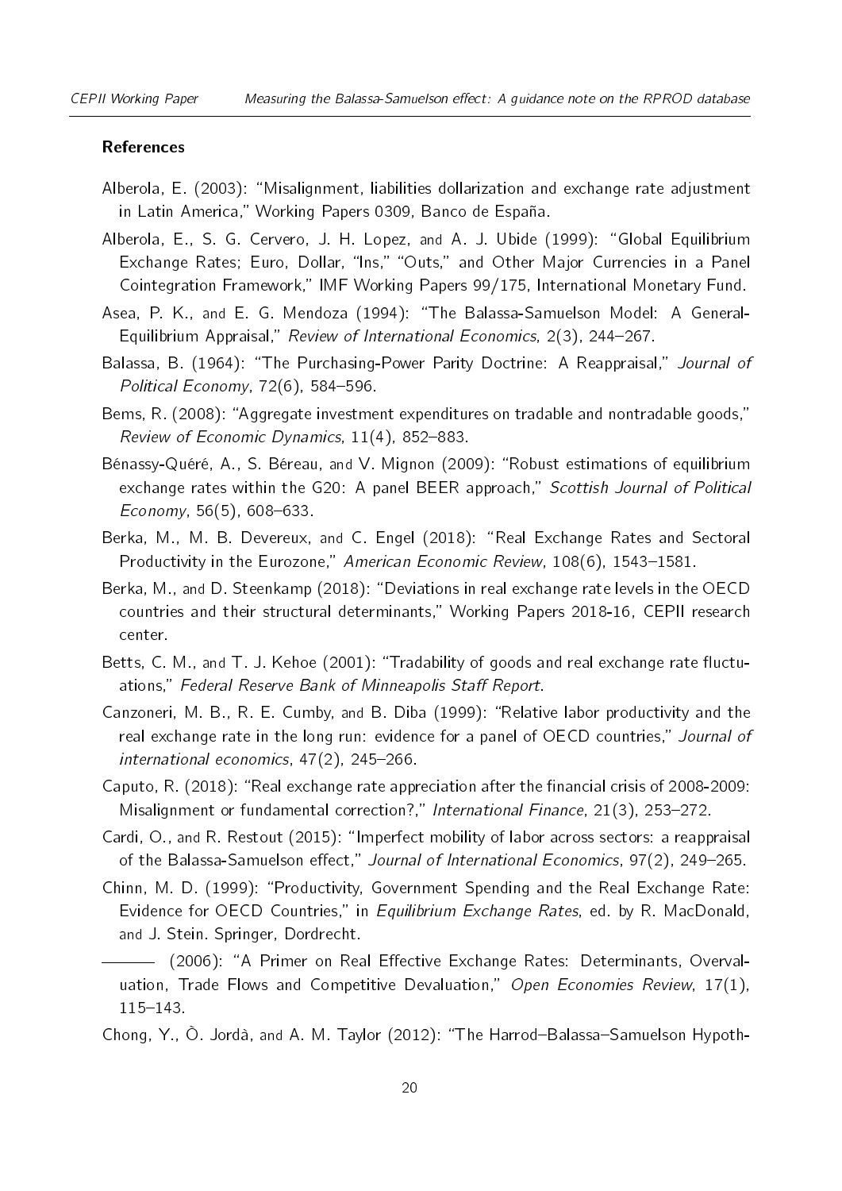**References**

Alberola, E. (2003): "Misalignment, liabilities dollarization and exchange rate adjustment in Latin America," Working Papers 0309, Banco de España.

Alberola, E., S. G. Cervero, J. H. Lopez, and A. J. Ubide (1999): "Global Equilibrium Exchange Rates; Euro, Dollar, "Ins," "Outs," and Other Major Currencies in a Panel Cointegration Framework," IMF Working Papers 99/175, International Monetary Fund.

Asea, P. K., and E. G. Mendoza (1994): "The Balassa-Samuelson Model: A General-Equilibrium Appraisal," *Review of International Economics*, 2(3), 244–267.

Balassa, B. (1964): "The Purchasing-Power Parity Doctrine: A Reappraisal," *Journal of Political Economy*, 72(6), 584–596.

Bems, R. (2008): "Aggregate investment expenditures on tradable and nontradable goods," *Review of Economic Dynamics*, 11(4), 852–883.

Bénassy-Quéré, A., S. Béreau, and V. Mignon (2009): "Robust estimations of equilibrium exchange rates within the G20: A panel BEER approach," *Scottish Journal of Political Economy*, 56(5), 608–633.

Berka, M., M. B. Devereux, and C. Engel (2018): "Real Exchange Rates and Sectoral Productivity in the Eurozone," *American Economic Review*, 108(6), 1543–1581.

Berka, M., and D. Steenkamp (2018): "Deviations in real exchange rate levels in the OECD countries and their structural determinants," Working Papers 2018-16, CEPII research center.

Betts, C. M., and T. J. Kehoe (2001): "Tradability of goods and real exchange rate fluctuations," *Federal Reserve Bank of Minneapolis Staff Report*.

Canzoneri, M. B., R. E. Cumby, and B. Diba (1999): "Relative labor productivity and the real exchange rate in the long run: evidence for a panel of OECD countries," *Journal of international economics*, 47(2), 245–266.

Caputo, R. (2018): "Real exchange rate appreciation after the financial crisis of 2008-2009: Misalignment or fundamental correction?," *International Finance*, 21(3), 253–272.

Cardi, O., and R. Restout (2015): "Imperfect mobility of labor across sectors: a reappraisal of the Balassa-Samuelson effect," *Journal of International Economics*, 97(2), 249–265.

Chinn, M. D. (1999): "Productivity, Government Spending and the Real Exchange Rate: Evidence for OECD Countries," in *Equilibrium Exchange Rates*, ed. by R. MacDonald, and J. Stein. Springer, Dordrecht.

——— (2006): "A Primer on Real Effective Exchange Rates: Determinants, Overvaluation, Trade Flows and Competitive Devaluation," *Open Economies Review*, 17(1), 115–143.

Chong, Y., Ò. Jordà, and A. M. Taylor (2012): "The Harrod–Balassa–Samuelson Hypoth-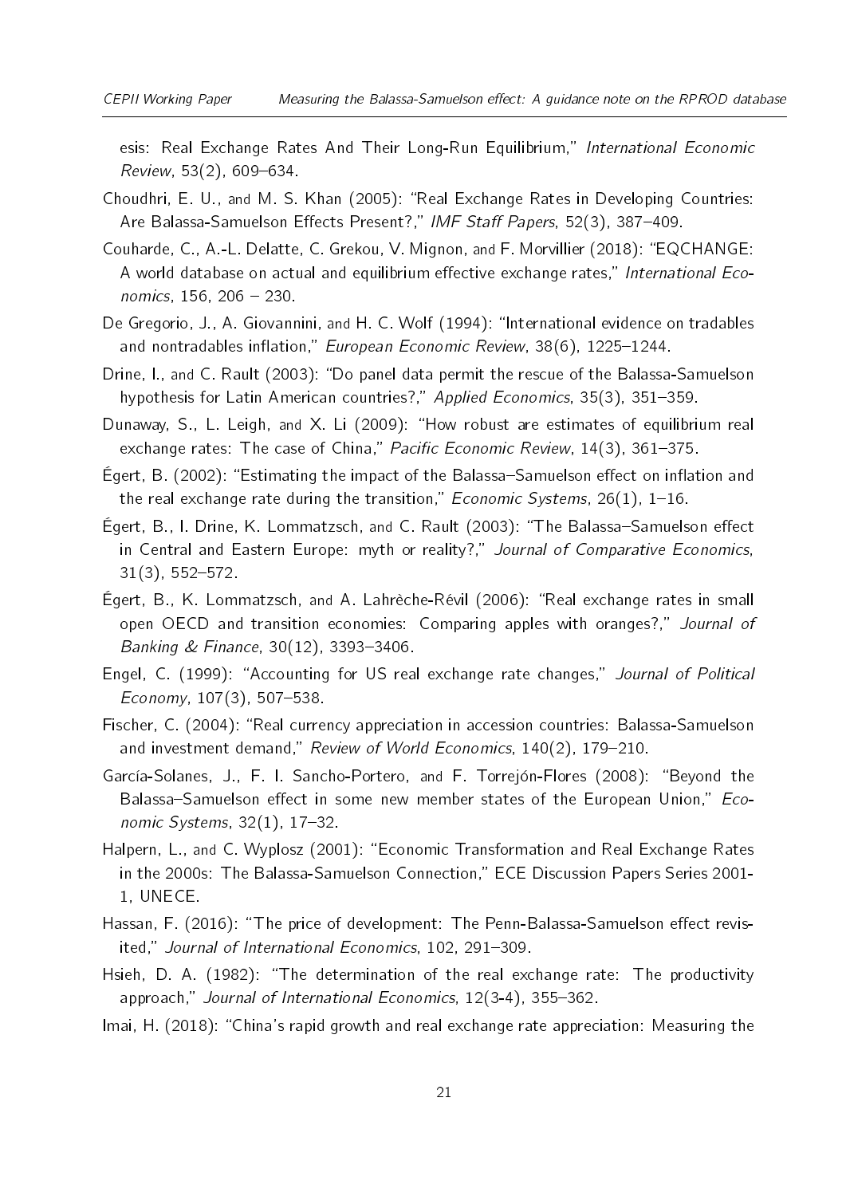esis: Real Exchange Rates And Their Long-Run Equilibrium," *International Economic Review*, 53(2), 609–634.

Choudhri, E. U., and M. S. Khan (2005): "Real Exchange Rates in Developing Countries: Are Balassa-Samuelson Effects Present?," *IMF Staff Papers*, 52(3), 387–409.

Couharde, C., A.-L. Delatte, C. Grekou, V. Mignon, and F. Morvillier (2018): "EQCHANGE: A world database on actual and equilibrium effective exchange rates," *International Economics*, 156, 206 – 230.

De Gregorio, J., A. Giovannini, and H. C. Wolf (1994): "International evidence on tradables and nontradables inflation," *European Economic Review*, 38(6), 1225–1244.

Drine, I., and C. Rault (2003): "Do panel data permit the rescue of the Balassa-Samuelson hypothesis for Latin American countries?," *Applied Economics*, 35(3), 351–359.

Dunaway, S., L. Leigh, and X. Li (2009): "How robust are estimates of equilibrium real exchange rates: The case of China," *Pacific Economic Review*, 14(3), 361–375.

Égert, B. (2002): "Estimating the impact of the Balassa–Samuelson effect on inflation and the real exchange rate during the transition," *Economic Systems*, 26(1), 1–16.

Égert, B., I. Drine, K. Lommatzsch, and C. Rault (2003): "The Balassa–Samuelson effect in Central and Eastern Europe: myth or reality?," *Journal of Comparative Economics*, 31(3), 552–572.

Égert, B., K. Lommatzsch, and A. Lahrèche-Révil (2006): "Real exchange rates in small open OECD and transition economies: Comparing apples with oranges?," *Journal of Banking & Finance*, 30(12), 3393–3406.

Engel, C. (1999): "Accounting for US real exchange rate changes," *Journal of Political Economy*, 107(3), 507–538.

Fischer, C. (2004): "Real currency appreciation in accession countries: Balassa-Samuelson and investment demand," *Review of World Economics*, 140(2), 179–210.

García-Solanes, J., F. I. Sancho-Portero, and F. Torrejón-Flores (2008): "Beyond the Balassa–Samuelson effect in some new member states of the European Union," *Economic Systems*, 32(1), 17–32.

Halpern, L., and C. Wyplosz (2001): "Economic Transformation and Real Exchange Rates in the 2000s: The Balassa-Samuelson Connection," ECE Discussion Papers Series 2001-1, UNECE.

Hassan, F. (2016): "The price of development: The Penn-Balassa-Samuelson effect revisited," *Journal of International Economics*, 102, 291–309.

Hsieh, D. A. (1982): "The determination of the real exchange rate: The productivity approach," *Journal of International Economics*, 12(3-4), 355–362.

Imai, H. (2018): "China's rapid growth and real exchange rate appreciation: Measuring the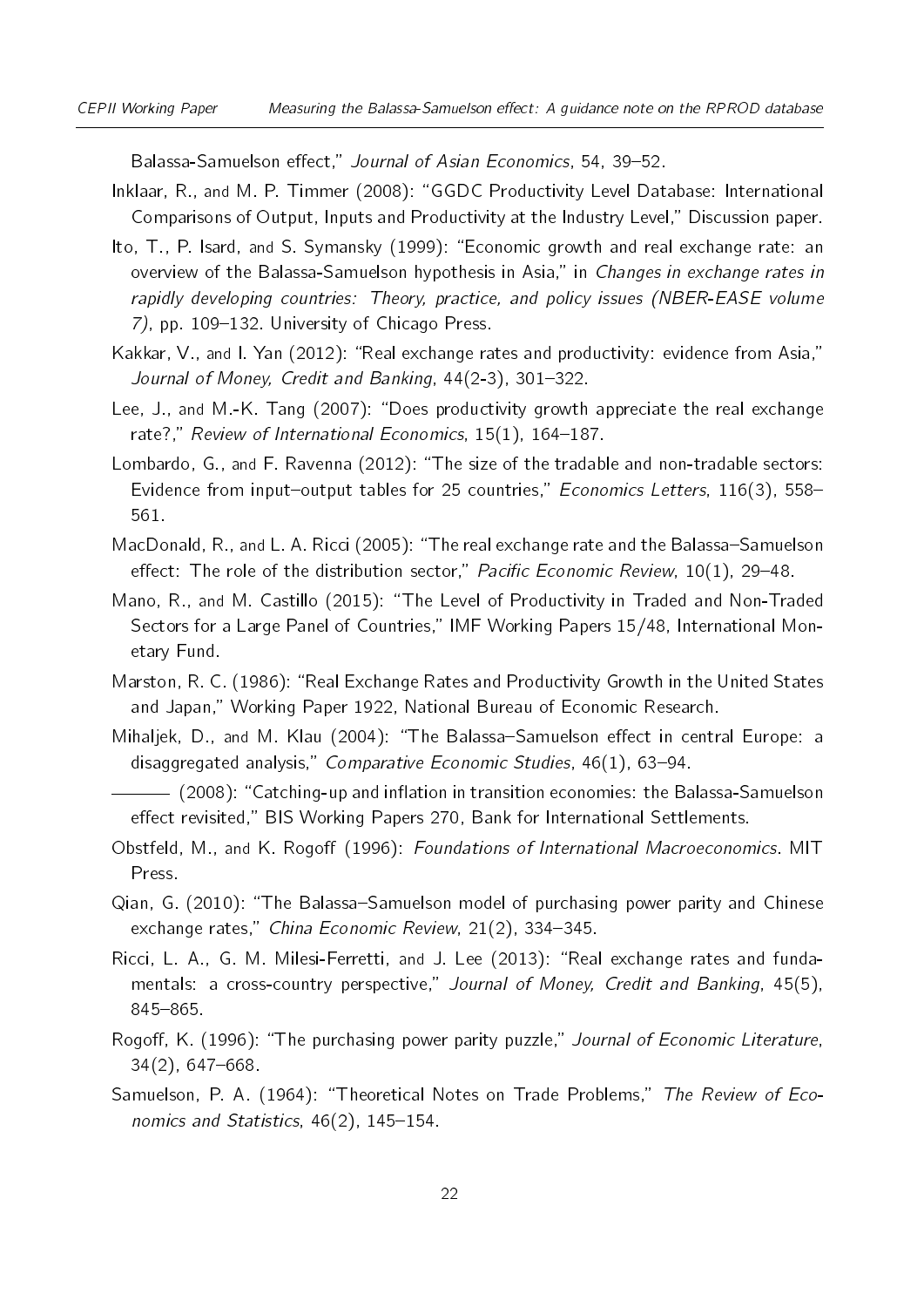Balassa-Samuelson effect," *Journal of Asian Economics*, 54, 39–52.

Inklaar, R., and M. P. Timmer (2008): "GGDC Productivity Level Database: International Comparisons of Output, Inputs and Productivity at the Industry Level," Discussion paper.

Ito, T., P. Isard, and S. Symansky (1999): "Economic growth and real exchange rate: an overview of the Balassa-Samuelson hypothesis in Asia," in *Changes in exchange rates in rapidly developing countries: Theory, practice, and policy issues (NBER-EASE volume 7)*, pp. 109–132. University of Chicago Press.

Kakkar, V., and I. Yan (2012): "Real exchange rates and productivity: evidence from Asia," *Journal of Money, Credit and Banking*, 44(2-3), 301–322.

Lee, J., and M.-K. Tang (2007): "Does productivity growth appreciate the real exchange rate?," *Review of International Economics*, 15(1), 164–187.

Lombardo, G., and F. Ravenna (2012): "The size of the tradable and non-tradable sectors: Evidence from input–output tables for 25 countries," *Economics Letters*, 116(3), 558–561.

MacDonald, R., and L. A. Ricci (2005): "The real exchange rate and the Balassa–Samuelson effect: The role of the distribution sector," *Pacific Economic Review*, 10(1), 29–48.

Mano, R., and M. Castillo (2015): "The Level of Productivity in Traded and Non-Traded Sectors for a Large Panel of Countries," IMF Working Papers 15/48, International Monetary Fund.

Marston, R. C. (1986): "Real Exchange Rates and Productivity Growth in the United States and Japan," Working Paper 1922, National Bureau of Economic Research.

Mihaljek, D., and M. Klau (2004): "The Balassa–Samuelson effect in central Europe: a disaggregated analysis," *Comparative Economic Studies*, 46(1), 63–94.

——— (2008): "Catching-up and inflation in transition economies: the Balassa-Samuelson effect revisited," BIS Working Papers 270, Bank for International Settlements.

Obstfeld, M., and K. Rogoff (1996): *Foundations of International Macroeconomics*. MIT Press.

Qian, G. (2010): "The Balassa–Samuelson model of purchasing power parity and Chinese exchange rates," *China Economic Review*, 21(2), 334–345.

Ricci, L. A., G. M. Milesi-Ferretti, and J. Lee (2013): "Real exchange rates and fundamentals: a cross-country perspective," *Journal of Money, Credit and Banking*, 45(5), 845–865.

Rogoff, K. (1996): "The purchasing power parity puzzle," *Journal of Economic Literature*, 34(2), 647–668.

Samuelson, P. A. (1964): "Theoretical Notes on Trade Problems," *The Review of Economics and Statistics*, 46(2), 145–154.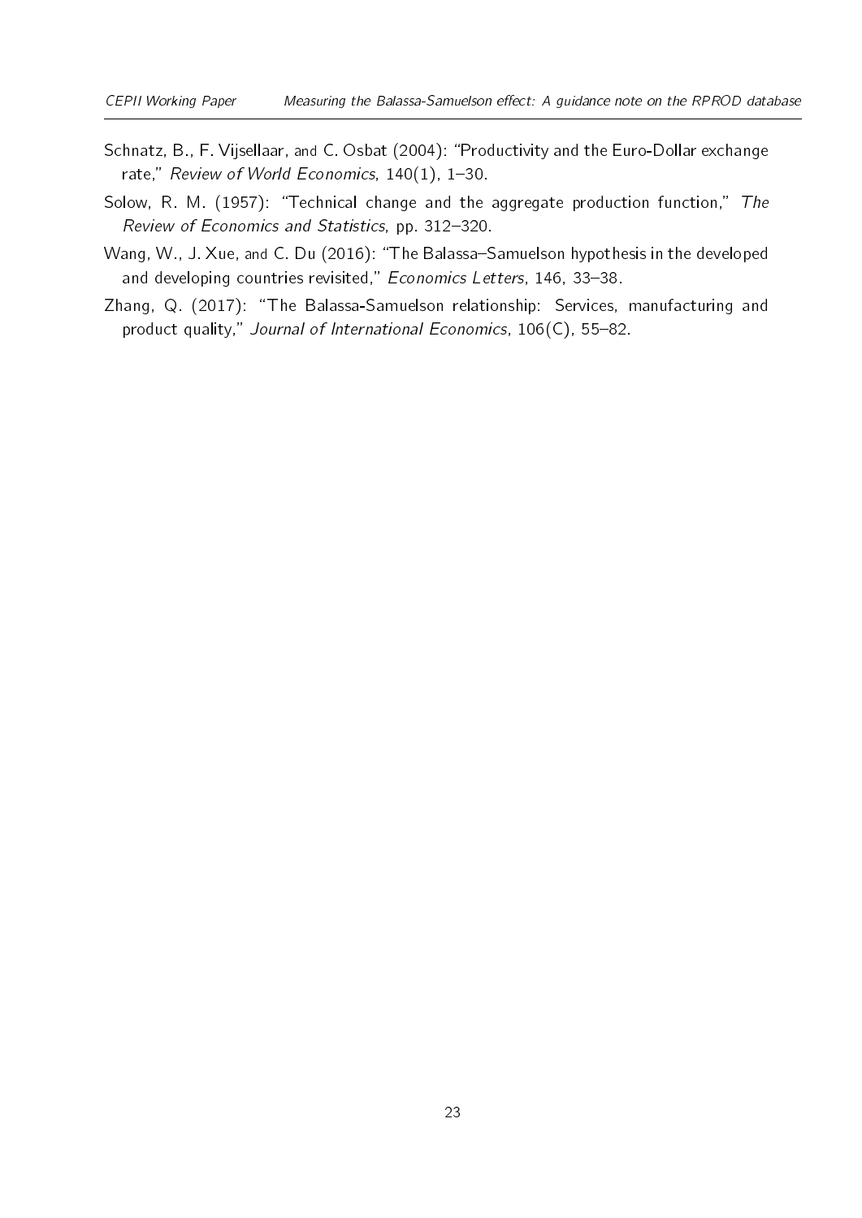Schnatz, B., F. Vijsellaar, and C. Osbat (2004): "Productivity and the Euro-Dollar exchange rate," *Review of World Economics*, 140(1), 1–30.

Solow, R. M. (1957): "Technical change and the aggregate production function," *The Review of Economics and Statistics*, pp. 312–320.

Wang, W., J. Xue, and C. Du (2016): "The Balassa–Samuelson hypothesis in the developed and developing countries revisited," *Economics Letters*, 146, 33–38.

Zhang, Q. (2017): "The Balassa-Samuelson relationship: Services, manufacturing and product quality," *Journal of International Economics*, 106(C), 55–82.